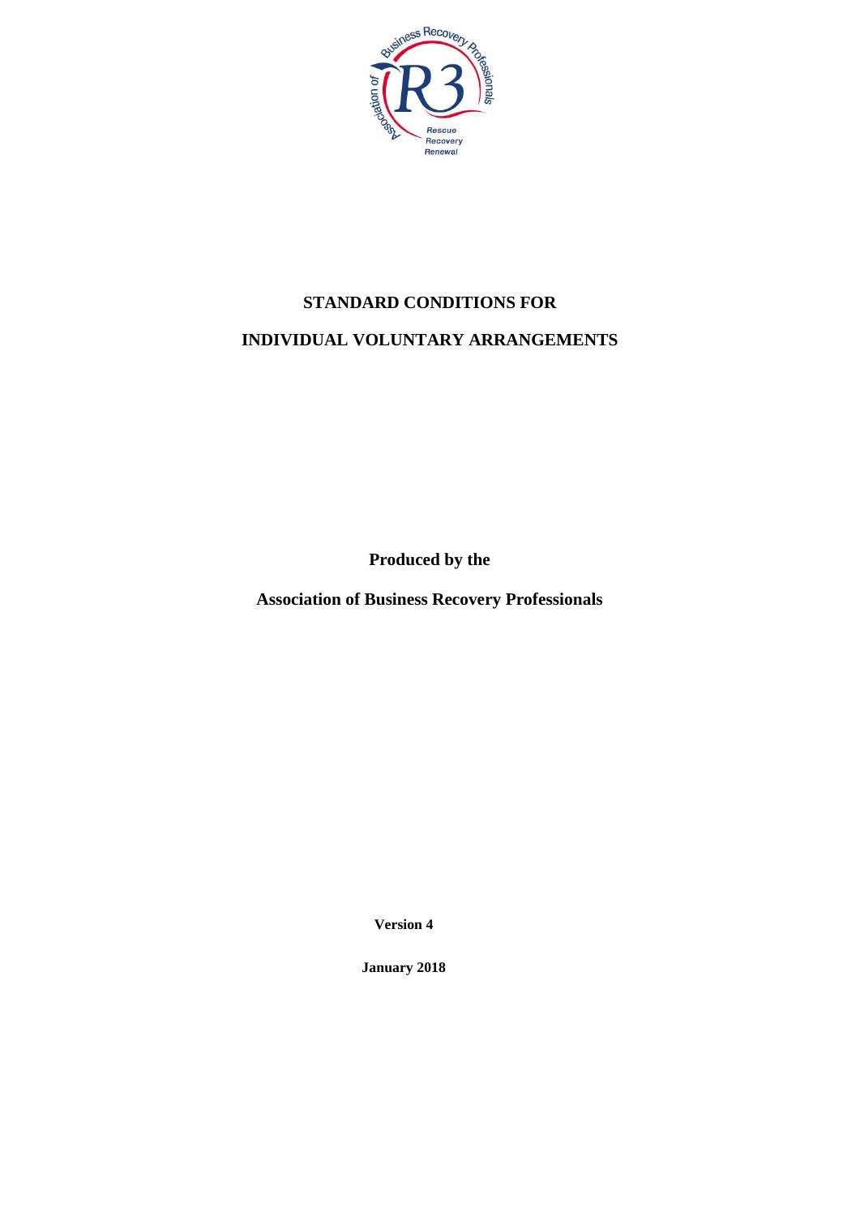# STANDARD CONDITIONS FOR

# INDIVIDUAL VOLUNTARY ARRANGEMENTS

**Produced by the**

**Association of Business Recovery Professionals**

**Version 4**

**January 2018**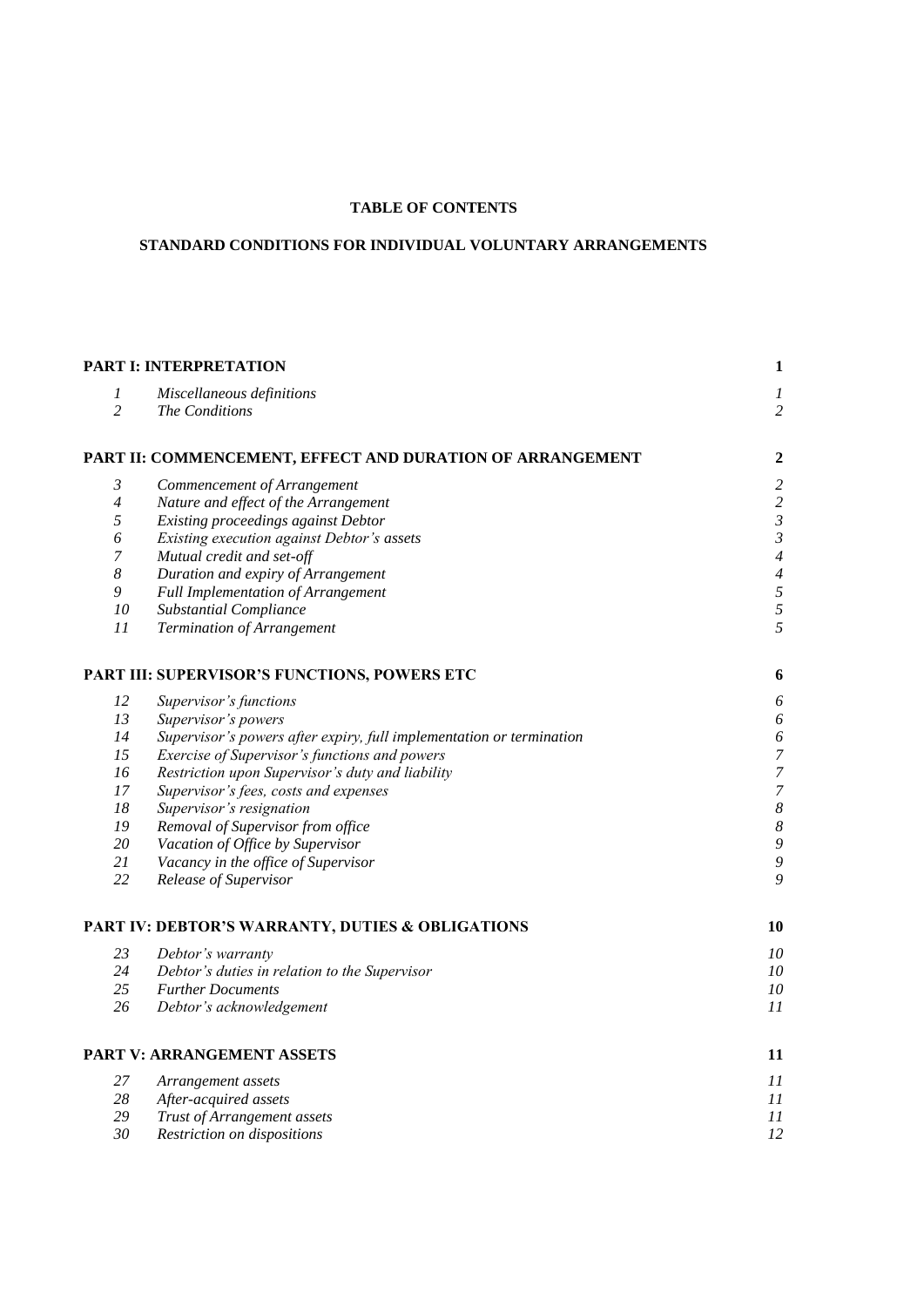**TABLE OF CONTENTS**

**STANDARD CONDITIONS FOR INDIVIDUAL VOLUNTARY ARRANGEMENTS**

| | | |
|---|---|---|
| **PART I: INTERPRETATION** | | **1** |
| *1* | *Miscellaneous definitions* | *1* |
| *2* | *The Conditions* | *2* |
| **PART II: COMMENCEMENT, EFFECT AND DURATION OF ARRANGEMENT** | | **2** |
| *3* | *Commencement of Arrangement* | *2* |
| *4* | *Nature and effect of the Arrangement* | *2* |
| *5* | *Existing proceedings against Debtor* | *3* |
| *6* | *Existing execution against Debtor's assets* | *3* |
| *7* | *Mutual credit and set-off* | *4* |
| *8* | *Duration and expiry of Arrangement* | *4* |
| *9* | *Full Implementation of Arrangement* | *5* |
| *10* | *Substantial Compliance* | *5* |
| *11* | *Termination of Arrangement* | *5* |
| **PART III: SUPERVISOR'S FUNCTIONS, POWERS ETC** | | **6** |
| *12* | *Supervisor's functions* | *6* |
| *13* | *Supervisor's powers* | *6* |
| *14* | *Supervisor's powers after expiry, full implementation or termination* | *6* |
| *15* | *Exercise of Supervisor's functions and powers* | *7* |
| *16* | *Restriction upon Supervisor's duty and liability* | *7* |
| *17* | *Supervisor's fees, costs and expenses* | *7* |
| *18* | *Supervisor's resignation* | *8* |
| *19* | *Removal of Supervisor from office* | *8* |
| *20* | *Vacation of Office by Supervisor* | *9* |
| *21* | *Vacancy in the office of Supervisor* | *9* |
| *22* | *Release of Supervisor* | *9* |
| **PART IV: DEBTOR'S WARRANTY, DUTIES & OBLIGATIONS** | | **10** |
| *23* | *Debtor's warranty* | *10* |
| *24* | *Debtor's duties in relation to the Supervisor* | *10* |
| *25* | *Further Documents* | *10* |
| *26* | *Debtor's acknowledgement* | *11* |
| **PART V: ARRANGEMENT ASSETS** | | **11** |
| *27* | *Arrangement assets* | *11* |
| *28* | *After-acquired assets* | *11* |
| *29* | *Trust of Arrangement assets* | *11* |
| *30* | *Restriction on dispositions* | *12* |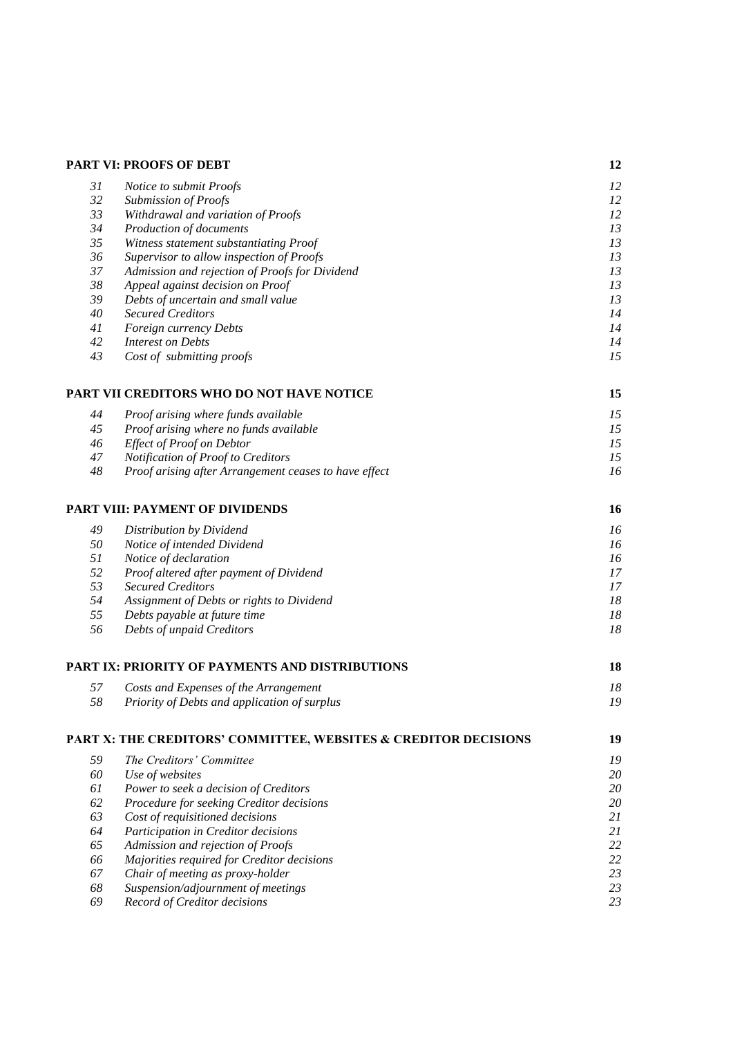| **PART VI: PROOFS OF DEBT** | | **12** |
|---|---|---|
| *31* | *Notice to submit Proofs* | *12* |
| *32* | *Submission of Proofs* | *12* |
| *33* | *Withdrawal and variation of Proofs* | *12* |
| *34* | *Production of documents* | *13* |
| *35* | *Witness statement substantiating Proof* | *13* |
| *36* | *Supervisor to allow inspection of Proofs* | *13* |
| *37* | *Admission and rejection of Proofs for Dividend* | *13* |
| *38* | *Appeal against decision on Proof* | *13* |
| *39* | *Debts of uncertain and small value* | *13* |
| *40* | *Secured Creditors* | *14* |
| *41* | *Foreign currency Debts* | *14* |
| *42* | *Interest on Debts* | *14* |
| *43* | *Cost of submitting proofs* | *15* |
| **PART VII CREDITORS WHO DO NOT HAVE NOTICE** | | **15** |
| *44* | *Proof arising where funds available* | *15* |
| *45* | *Proof arising where no funds available* | *15* |
| *46* | *Effect of Proof on Debtor* | *15* |
| *47* | *Notification of Proof to Creditors* | *15* |
| *48* | *Proof arising after Arrangement ceases to have effect* | *16* |
| **PART VIII: PAYMENT OF DIVIDENDS** | | **16** |
| *49* | *Distribution by Dividend* | *16* |
| *50* | *Notice of intended Dividend* | *16* |
| *51* | *Notice of declaration* | *16* |
| *52* | *Proof altered after payment of Dividend* | *17* |
| *53* | *Secured Creditors* | *17* |
| *54* | *Assignment of Debts or rights to Dividend* | *18* |
| *55* | *Debts payable at future time* | *18* |
| *56* | *Debts of unpaid Creditors* | *18* |
| **PART IX: PRIORITY OF PAYMENTS AND DISTRIBUTIONS** | | **18** |
| *57* | *Costs and Expenses of the Arrangement* | *18* |
| *58* | *Priority of Debts and application of surplus* | *19* |
| **PART X: THE CREDITORS' COMMITTEE, WEBSITES & CREDITOR DECISIONS** | | **19** |
| *59* | *The Creditors' Committee* | *19* |
| *60* | *Use of websites* | *20* |
| *61* | *Power to seek a decision of Creditors* | *20* |
| *62* | *Procedure for seeking Creditor decisions* | *20* |
| *63* | *Cost of requisitioned decisions* | *21* |
| *64* | *Participation in Creditor decisions* | *21* |
| *65* | *Admission and rejection of Proofs* | *22* |
| *66* | *Majorities required for Creditor decisions* | *22* |
| *67* | *Chair of meeting as proxy-holder* | *23* |
| *68* | *Suspension/adjournment of meetings* | *23* |
| *69* | *Record of Creditor decisions* | *23* |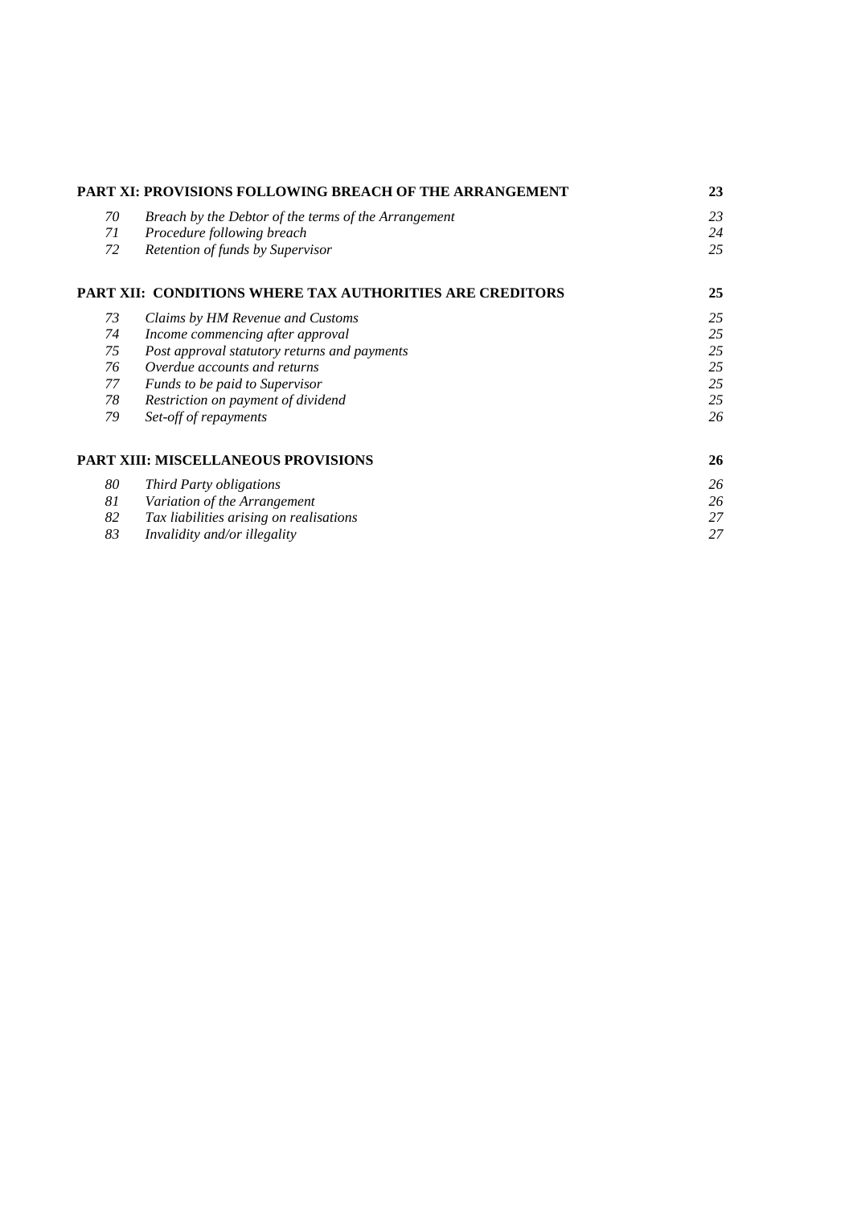| | | |
|---|---|---|
| **PART XI: PROVISIONS FOLLOWING BREACH OF THE ARRANGEMENT** | | **23** |
| *70* | *Breach by the Debtor of the terms of the Arrangement* | *23* |
| *71* | *Procedure following breach* | *24* |
| *72* | *Retention of funds by Supervisor* | *25* |
| **PART XII: CONDITIONS WHERE TAX AUTHORITIES ARE CREDITORS** | | **25** |
| *73* | *Claims by HM Revenue and Customs* | *25* |
| *74* | *Income commencing after approval* | *25* |
| *75* | *Post approval statutory returns and payments* | *25* |
| *76* | *Overdue accounts and returns* | *25* |
| *77* | *Funds to be paid to Supervisor* | *25* |
| *78* | *Restriction on payment of dividend* | *25* |
| *79* | *Set-off of repayments* | *26* |
| **PART XIII: MISCELLANEOUS PROVISIONS** | | **26** |
| *80* | *Third Party obligations* | *26* |
| *81* | *Variation of the Arrangement* | *26* |
| *82* | *Tax liabilities arising on realisations* | *27* |
| *83* | *Invalidity and/or illegality* | *27* |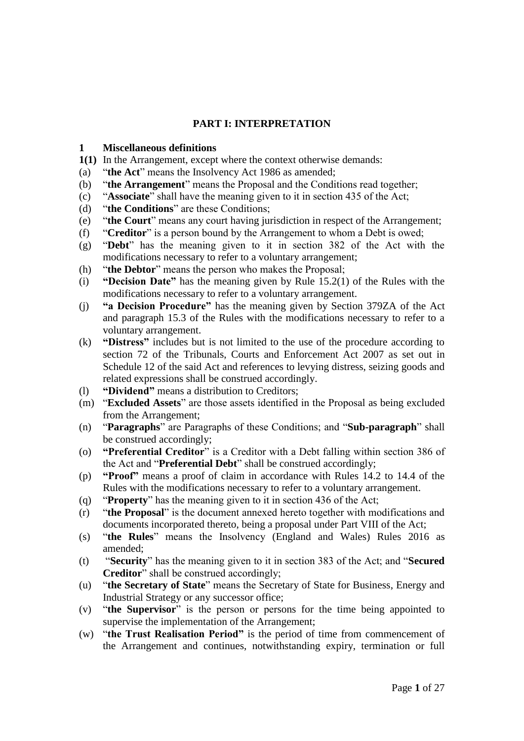## PART I: INTERPRETATION

### 1 Miscellaneous definitions

**1(1)** In the Arrangement, except where the context otherwise demands:

(a) "**the Act**" means the Insolvency Act 1986 as amended;

(b) "**the Arrangement**" means the Proposal and the Conditions read together;

(c) "**Associate**" shall have the meaning given to it in section 435 of the Act;

(d) "**the Conditions**" are these Conditions;

(e) "**the Court**" means any court having jurisdiction in respect of the Arrangement;

(f) "**Creditor**" is a person bound by the Arrangement to whom a Debt is owed;

(g) "**Debt**" has the meaning given to it in section 382 of the Act with the modifications necessary to refer to a voluntary arrangement;

(h) "**the Debtor**" means the person who makes the Proposal;

(i) **"Decision Date"** has the meaning given by Rule 15.2(1) of the Rules with the modifications necessary to refer to a voluntary arrangement.

(j) **"a Decision Procedure"** has the meaning given by Section 379ZA of the Act and paragraph 15.3 of the Rules with the modifications necessary to refer to a voluntary arrangement.

(k) **"Distress"** includes but is not limited to the use of the procedure according to section 72 of the Tribunals, Courts and Enforcement Act 2007 as set out in Schedule 12 of the said Act and references to levying distress, seizing goods and related expressions shall be construed accordingly.

(l) **"Dividend"** means a distribution to Creditors;

(m) "**Excluded Assets**" are those assets identified in the Proposal as being excluded from the Arrangement;

(n) "**Paragraphs**" are Paragraphs of these Conditions; and "**Sub-paragraph**" shall be construed accordingly;

(o) **"Preferential Creditor**" is a Creditor with a Debt falling within section 386 of the Act and "**Preferential Debt**" shall be construed accordingly;

(p) **"Proof"** means a proof of claim in accordance with Rules 14.2 to 14.4 of the Rules with the modifications necessary to refer to a voluntary arrangement.

(q) "**Property**" has the meaning given to it in section 436 of the Act;

(r) "**the Proposal**" is the document annexed hereto together with modifications and documents incorporated thereto, being a proposal under Part VIII of the Act;

(s) "**the Rules**" means the Insolvency (England and Wales) Rules 2016 as amended;

(t) "**Security**" has the meaning given to it in section 383 of the Act; and "**Secured Creditor**" shall be construed accordingly;

(u) "**the Secretary of State**" means the Secretary of State for Business, Energy and Industrial Strategy or any successor office;

(v) "**the Supervisor**" is the person or persons for the time being appointed to supervise the implementation of the Arrangement;

(w) "**the Trust Realisation Period"** is the period of time from commencement of the Arrangement and continues, notwithstanding expiry, termination or full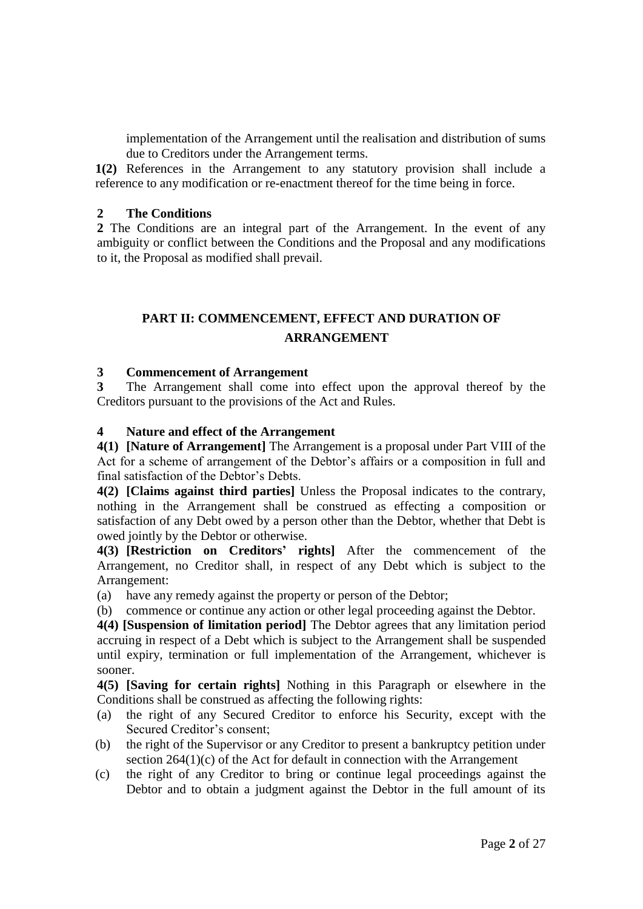implementation of the Arrangement until the realisation and distribution of sums due to Creditors under the Arrangement terms.

**1(2)** References in the Arrangement to any statutory provision shall include a reference to any modification or re-enactment thereof for the time being in force.

### 2 The Conditions

**2** The Conditions are an integral part of the Arrangement. In the event of any ambiguity or conflict between the Conditions and the Proposal and any modifications to it, the Proposal as modified shall prevail.

## PART II: COMMENCEMENT, EFFECT AND DURATION OF ARRANGEMENT

### 3 Commencement of Arrangement

**3** The Arrangement shall come into effect upon the approval thereof by the Creditors pursuant to the provisions of the Act and Rules.

### 4 Nature and effect of the Arrangement

**4(1) [Nature of Arrangement]** The Arrangement is a proposal under Part VIII of the Act for a scheme of arrangement of the Debtor's affairs or a composition in full and final satisfaction of the Debtor's Debts.

**4(2) [Claims against third parties]** Unless the Proposal indicates to the contrary, nothing in the Arrangement shall be construed as effecting a composition or satisfaction of any Debt owed by a person other than the Debtor, whether that Debt is owed jointly by the Debtor or otherwise.

**4(3) [Restriction on Creditors' rights]** After the commencement of the Arrangement, no Creditor shall, in respect of any Debt which is subject to the Arrangement:

(a) have any remedy against the property or person of the Debtor;

(b) commence or continue any action or other legal proceeding against the Debtor.

**4(4) [Suspension of limitation period]** The Debtor agrees that any limitation period accruing in respect of a Debt which is subject to the Arrangement shall be suspended until expiry, termination or full implementation of the Arrangement, whichever is sooner.

**4(5) [Saving for certain rights]** Nothing in this Paragraph or elsewhere in the Conditions shall be construed as affecting the following rights:

(a) the right of any Secured Creditor to enforce his Security, except with the Secured Creditor's consent;

(b) the right of the Supervisor or any Creditor to present a bankruptcy petition under section 264(1)(c) of the Act for default in connection with the Arrangement

(c) the right of any Creditor to bring or continue legal proceedings against the Debtor and to obtain a judgment against the Debtor in the full amount of its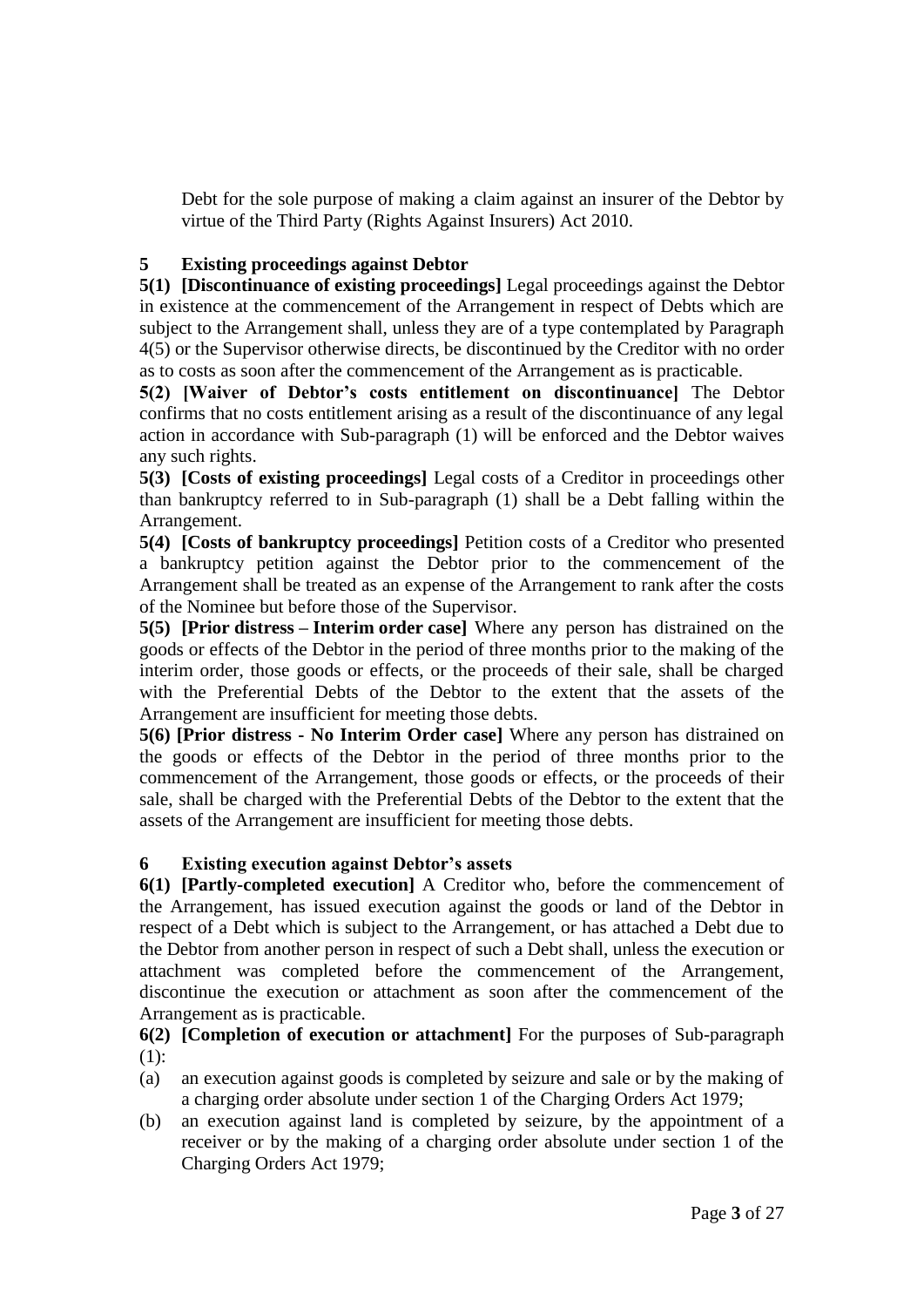Debt for the sole purpose of making a claim against an insurer of the Debtor by virtue of the Third Party (Rights Against Insurers) Act 2010.

## 5 Existing proceedings against Debtor

**5(1) [Discontinuance of existing proceedings]** Legal proceedings against the Debtor in existence at the commencement of the Arrangement in respect of Debts which are subject to the Arrangement shall, unless they are of a type contemplated by Paragraph 4(5) or the Supervisor otherwise directs, be discontinued by the Creditor with no order as to costs as soon after the commencement of the Arrangement as is practicable.

**5(2) [Waiver of Debtor's costs entitlement on discontinuance]** The Debtor confirms that no costs entitlement arising as a result of the discontinuance of any legal action in accordance with Sub-paragraph (1) will be enforced and the Debtor waives any such rights.

**5(3) [Costs of existing proceedings]** Legal costs of a Creditor in proceedings other than bankruptcy referred to in Sub-paragraph (1) shall be a Debt falling within the Arrangement.

**5(4) [Costs of bankruptcy proceedings]** Petition costs of a Creditor who presented a bankruptcy petition against the Debtor prior to the commencement of the Arrangement shall be treated as an expense of the Arrangement to rank after the costs of the Nominee but before those of the Supervisor.

**5(5) [Prior distress – Interim order case]** Where any person has distrained on the goods or effects of the Debtor in the period of three months prior to the making of the interim order, those goods or effects, or the proceeds of their sale, shall be charged with the Preferential Debts of the Debtor to the extent that the assets of the Arrangement are insufficient for meeting those debts.

**5(6) [Prior distress - No Interim Order case]** Where any person has distrained on the goods or effects of the Debtor in the period of three months prior to the commencement of the Arrangement, those goods or effects, or the proceeds of their sale, shall be charged with the Preferential Debts of the Debtor to the extent that the assets of the Arrangement are insufficient for meeting those debts.

## 6 Existing execution against Debtor's assets

**6(1) [Partly-completed execution]** A Creditor who, before the commencement of the Arrangement, has issued execution against the goods or land of the Debtor in respect of a Debt which is subject to the Arrangement, or has attached a Debt due to the Debtor from another person in respect of such a Debt shall, unless the execution or attachment was completed before the commencement of the Arrangement, discontinue the execution or attachment as soon after the commencement of the Arrangement as is practicable.

**6(2) [Completion of execution or attachment]** For the purposes of Sub-paragraph (1):

(a) an execution against goods is completed by seizure and sale or by the making of a charging order absolute under section 1 of the Charging Orders Act 1979;

(b) an execution against land is completed by seizure, by the appointment of a receiver or by the making of a charging order absolute under section 1 of the Charging Orders Act 1979;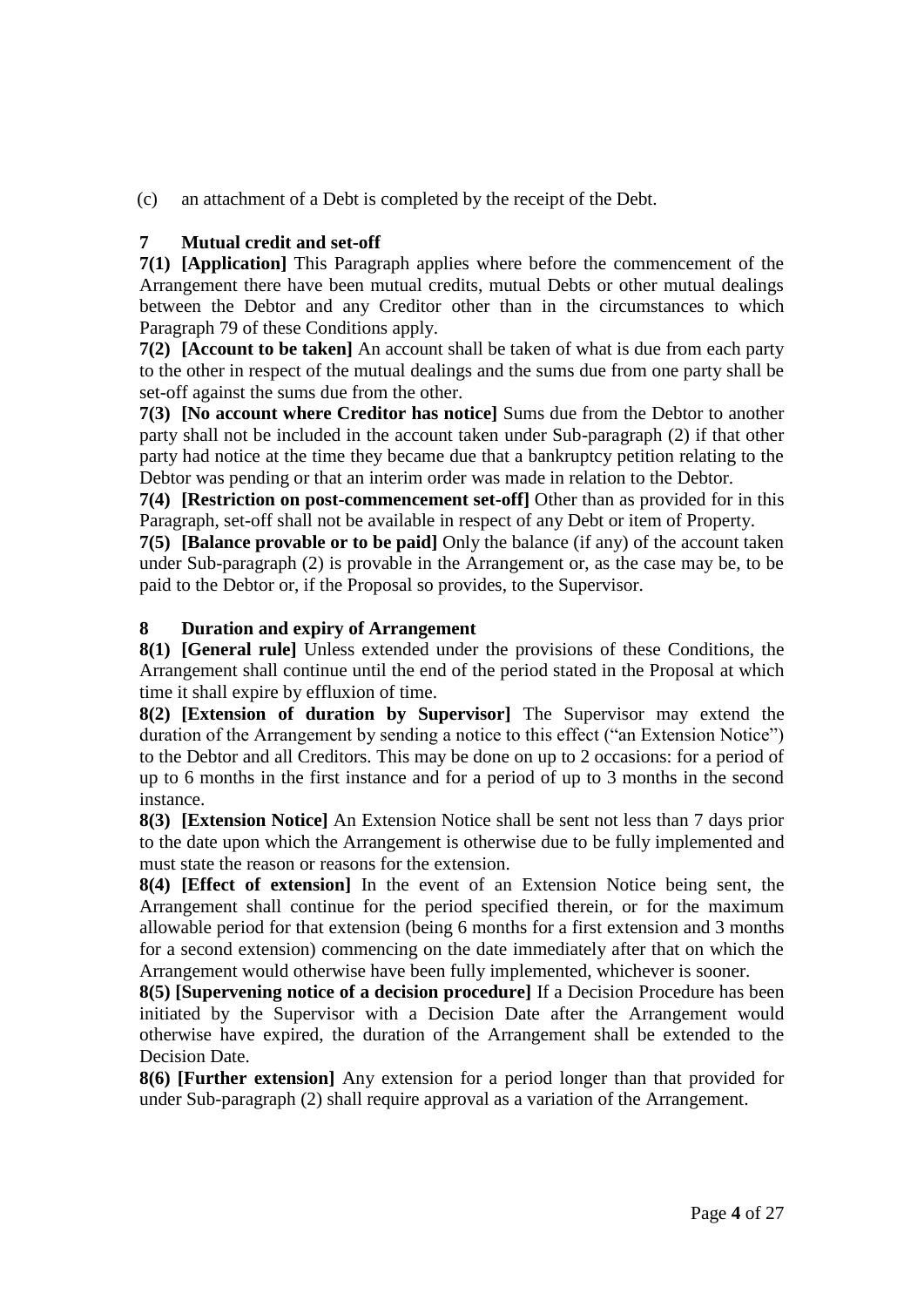(c) an attachment of a Debt is completed by the receipt of the Debt.

## 7 Mutual credit and set-off

**7(1) [Application]** This Paragraph applies where before the commencement of the Arrangement there have been mutual credits, mutual Debts or other mutual dealings between the Debtor and any Creditor other than in the circumstances to which Paragraph 79 of these Conditions apply.

**7(2) [Account to be taken]** An account shall be taken of what is due from each party to the other in respect of the mutual dealings and the sums due from one party shall be set-off against the sums due from the other.

**7(3) [No account where Creditor has notice]** Sums due from the Debtor to another party shall not be included in the account taken under Sub-paragraph (2) if that other party had notice at the time they became due that a bankruptcy petition relating to the Debtor was pending or that an interim order was made in relation to the Debtor.

**7(4) [Restriction on post-commencement set-off]** Other than as provided for in this Paragraph, set-off shall not be available in respect of any Debt or item of Property.

**7(5) [Balance provable or to be paid]** Only the balance (if any) of the account taken under Sub-paragraph (2) is provable in the Arrangement or, as the case may be, to be paid to the Debtor or, if the Proposal so provides, to the Supervisor.

## 8 Duration and expiry of Arrangement

**8(1) [General rule]** Unless extended under the provisions of these Conditions, the Arrangement shall continue until the end of the period stated in the Proposal at which time it shall expire by effluxion of time.

**8(2) [Extension of duration by Supervisor]** The Supervisor may extend the duration of the Arrangement by sending a notice to this effect ("an Extension Notice") to the Debtor and all Creditors. This may be done on up to 2 occasions: for a period of up to 6 months in the first instance and for a period of up to 3 months in the second instance.

**8(3) [Extension Notice]** An Extension Notice shall be sent not less than 7 days prior to the date upon which the Arrangement is otherwise due to be fully implemented and must state the reason or reasons for the extension.

**8(4) [Effect of extension]** In the event of an Extension Notice being sent, the Arrangement shall continue for the period specified therein, or for the maximum allowable period for that extension (being 6 months for a first extension and 3 months for a second extension) commencing on the date immediately after that on which the Arrangement would otherwise have been fully implemented, whichever is sooner.

**8(5) [Supervening notice of a decision procedure]** If a Decision Procedure has been initiated by the Supervisor with a Decision Date after the Arrangement would otherwise have expired, the duration of the Arrangement shall be extended to the Decision Date.

**8(6) [Further extension]** Any extension for a period longer than that provided for under Sub-paragraph (2) shall require approval as a variation of the Arrangement.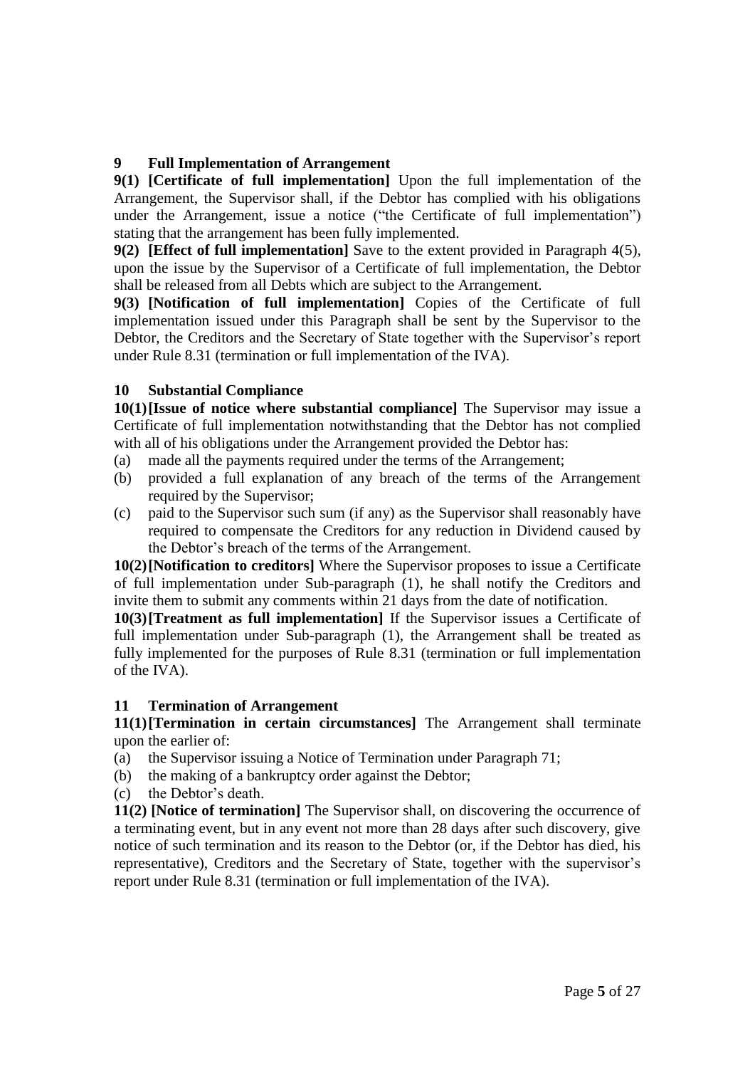## 9 Full Implementation of Arrangement

**9(1) [Certificate of full implementation]** Upon the full implementation of the Arrangement, the Supervisor shall, if the Debtor has complied with his obligations under the Arrangement, issue a notice ("the Certificate of full implementation") stating that the arrangement has been fully implemented.

**9(2) [Effect of full implementation]** Save to the extent provided in Paragraph 4(5), upon the issue by the Supervisor of a Certificate of full implementation, the Debtor shall be released from all Debts which are subject to the Arrangement.

**9(3) [Notification of full implementation]** Copies of the Certificate of full implementation issued under this Paragraph shall be sent by the Supervisor to the Debtor, the Creditors and the Secretary of State together with the Supervisor's report under Rule 8.31 (termination or full implementation of the IVA).

## 10 Substantial Compliance

**10(1) [Issue of notice where substantial compliance]** The Supervisor may issue a Certificate of full implementation notwithstanding that the Debtor has not complied with all of his obligations under the Arrangement provided the Debtor has:

(a) made all the payments required under the terms of the Arrangement;

(b) provided a full explanation of any breach of the terms of the Arrangement required by the Supervisor;

(c) paid to the Supervisor such sum (if any) as the Supervisor shall reasonably have required to compensate the Creditors for any reduction in Dividend caused by the Debtor's breach of the terms of the Arrangement.

**10(2) [Notification to creditors]** Where the Supervisor proposes to issue a Certificate of full implementation under Sub-paragraph (1), he shall notify the Creditors and invite them to submit any comments within 21 days from the date of notification.

**10(3) [Treatment as full implementation]** If the Supervisor issues a Certificate of full implementation under Sub-paragraph (1), the Arrangement shall be treated as fully implemented for the purposes of Rule 8.31 (termination or full implementation of the IVA).

## 11 Termination of Arrangement

**11(1) [Termination in certain circumstances]** The Arrangement shall terminate upon the earlier of:

(a) the Supervisor issuing a Notice of Termination under Paragraph 71;

(b) the making of a bankruptcy order against the Debtor;

(c) the Debtor's death.

**11(2) [Notice of termination]** The Supervisor shall, on discovering the occurrence of a terminating event, but in any event not more than 28 days after such discovery, give notice of such termination and its reason to the Debtor (or, if the Debtor has died, his representative), Creditors and the Secretary of State, together with the supervisor's report under Rule 8.31 (termination or full implementation of the IVA).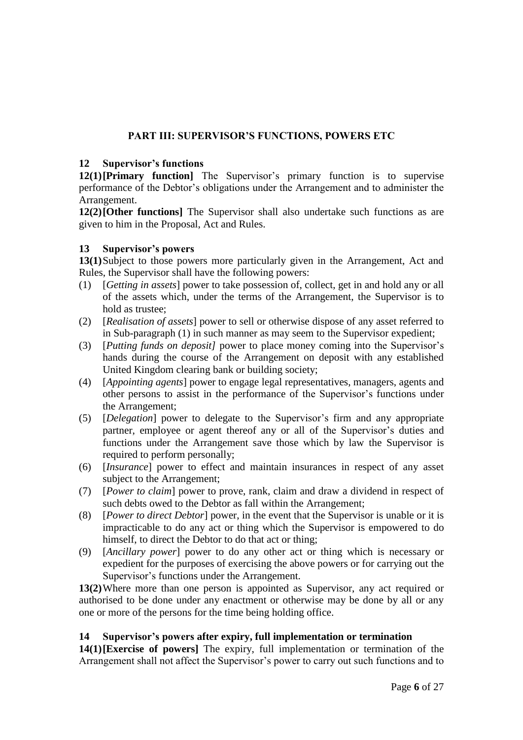## PART III: SUPERVISOR'S FUNCTIONS, POWERS ETC

### 12 Supervisor's functions

**12(1) [Primary function]** The Supervisor's primary function is to supervise performance of the Debtor's obligations under the Arrangement and to administer the Arrangement.

**12(2) [Other functions]** The Supervisor shall also undertake such functions as are given to him in the Proposal, Act and Rules.

### 13 Supervisor's powers

**13(1)** Subject to those powers more particularly given in the Arrangement, Act and Rules, the Supervisor shall have the following powers:

(1) [*Getting in assets*] power to take possession of, collect, get in and hold any or all of the assets which, under the terms of the Arrangement, the Supervisor is to hold as trustee;

(2) [*Realisation of assets*] power to sell or otherwise dispose of any asset referred to in Sub-paragraph (1) in such manner as may seem to the Supervisor expedient;

(3) [*Putting funds on deposit]* power to place money coming into the Supervisor's hands during the course of the Arrangement on deposit with any established United Kingdom clearing bank or building society;

(4) [*Appointing agents*] power to engage legal representatives, managers, agents and other persons to assist in the performance of the Supervisor's functions under the Arrangement;

(5) [*Delegation*] power to delegate to the Supervisor's firm and any appropriate partner, employee or agent thereof any or all of the Supervisor's duties and functions under the Arrangement save those which by law the Supervisor is required to perform personally;

(6) [*Insurance*] power to effect and maintain insurances in respect of any asset subject to the Arrangement;

(7) [*Power to claim*] power to prove, rank, claim and draw a dividend in respect of such debts owed to the Debtor as fall within the Arrangement;

(8) [*Power to direct Debtor*] power, in the event that the Supervisor is unable or it is impracticable to do any act or thing which the Supervisor is empowered to do himself, to direct the Debtor to do that act or thing;

(9) [*Ancillary power*] power to do any other act or thing which is necessary or expedient for the purposes of exercising the above powers or for carrying out the Supervisor's functions under the Arrangement.

**13(2)** Where more than one person is appointed as Supervisor, any act required or authorised to be done under any enactment or otherwise may be done by all or any one or more of the persons for the time being holding office.

### 14 Supervisor's powers after expiry, full implementation or termination

**14(1) [Exercise of powers]** The expiry, full implementation or termination of the Arrangement shall not affect the Supervisor's power to carry out such functions and to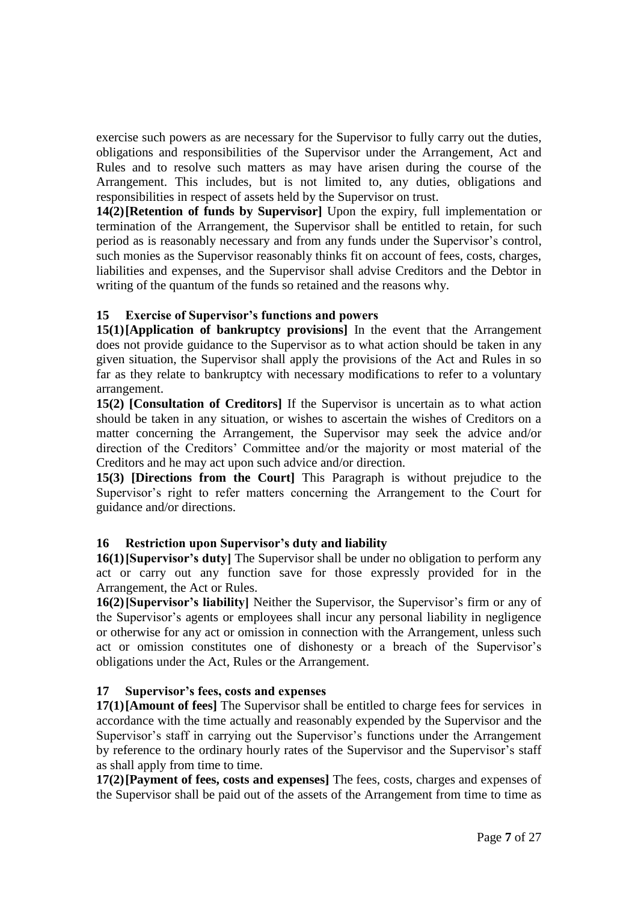exercise such powers as are necessary for the Supervisor to fully carry out the duties, obligations and responsibilities of the Supervisor under the Arrangement, Act and Rules and to resolve such matters as may have arisen during the course of the Arrangement. This includes, but is not limited to, any duties, obligations and responsibilities in respect of assets held by the Supervisor on trust.

**14(2) [Retention of funds by Supervisor]** Upon the expiry, full implementation or termination of the Arrangement, the Supervisor shall be entitled to retain, for such period as is reasonably necessary and from any funds under the Supervisor's control, such monies as the Supervisor reasonably thinks fit on account of fees, costs, charges, liabilities and expenses, and the Supervisor shall advise Creditors and the Debtor in writing of the quantum of the funds so retained and the reasons why.

### 15 Exercise of Supervisor's functions and powers

**15(1) [Application of bankruptcy provisions]** In the event that the Arrangement does not provide guidance to the Supervisor as to what action should be taken in any given situation, the Supervisor shall apply the provisions of the Act and Rules in so far as they relate to bankruptcy with necessary modifications to refer to a voluntary arrangement.

**15(2) [Consultation of Creditors]** If the Supervisor is uncertain as to what action should be taken in any situation, or wishes to ascertain the wishes of Creditors on a matter concerning the Arrangement, the Supervisor may seek the advice and/or direction of the Creditors' Committee and/or the majority or most material of the Creditors and he may act upon such advice and/or direction.

**15(3) [Directions from the Court]** This Paragraph is without prejudice to the Supervisor's right to refer matters concerning the Arrangement to the Court for guidance and/or directions.

### 16 Restriction upon Supervisor's duty and liability

**16(1) [Supervisor's duty]** The Supervisor shall be under no obligation to perform any act or carry out any function save for those expressly provided for in the Arrangement, the Act or Rules.

**16(2) [Supervisor's liability]** Neither the Supervisor, the Supervisor's firm or any of the Supervisor's agents or employees shall incur any personal liability in negligence or otherwise for any act or omission in connection with the Arrangement, unless such act or omission constitutes one of dishonesty or a breach of the Supervisor's obligations under the Act, Rules or the Arrangement.

### 17 Supervisor's fees, costs and expenses

**17(1) [Amount of fees]** The Supervisor shall be entitled to charge fees for services in accordance with the time actually and reasonably expended by the Supervisor and the Supervisor's staff in carrying out the Supervisor's functions under the Arrangement by reference to the ordinary hourly rates of the Supervisor and the Supervisor's staff as shall apply from time to time.

**17(2) [Payment of fees, costs and expenses]** The fees, costs, charges and expenses of the Supervisor shall be paid out of the assets of the Arrangement from time to time as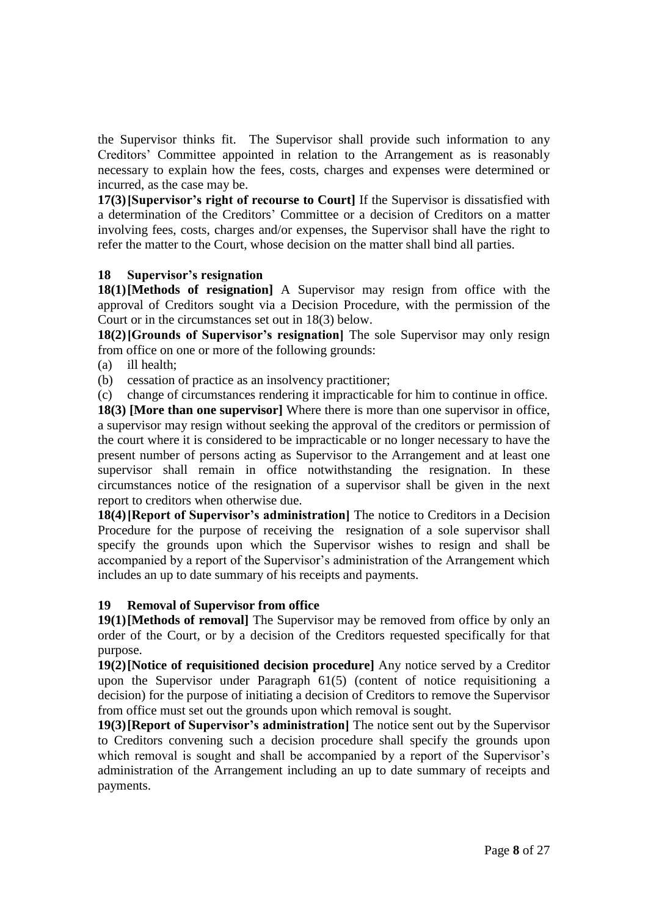the Supervisor thinks fit. The Supervisor shall provide such information to any Creditors' Committee appointed in relation to the Arrangement as is reasonably necessary to explain how the fees, costs, charges and expenses were determined or incurred, as the case may be.

**17(3) [Supervisor's right of recourse to Court]** If the Supervisor is dissatisfied with a determination of the Creditors' Committee or a decision of Creditors on a matter involving fees, costs, charges and/or expenses, the Supervisor shall have the right to refer the matter to the Court, whose decision on the matter shall bind all parties.

## 18 Supervisor's resignation

**18(1) [Methods of resignation]** A Supervisor may resign from office with the approval of Creditors sought via a Decision Procedure, with the permission of the Court or in the circumstances set out in 18(3) below.

**18(2) [Grounds of Supervisor's resignation]** The sole Supervisor may only resign from office on one or more of the following grounds:

(a) ill health;

(b) cessation of practice as an insolvency practitioner;

(c) change of circumstances rendering it impracticable for him to continue in office.

**18(3) [More than one supervisor]** Where there is more than one supervisor in office, a supervisor may resign without seeking the approval of the creditors or permission of the court where it is considered to be impracticable or no longer necessary to have the present number of persons acting as Supervisor to the Arrangement and at least one supervisor shall remain in office notwithstanding the resignation. In these circumstances notice of the resignation of a supervisor shall be given in the next report to creditors when otherwise due.

**18(4) [Report of Supervisor's administration]** The notice to Creditors in a Decision Procedure for the purpose of receiving the resignation of a sole supervisor shall specify the grounds upon which the Supervisor wishes to resign and shall be accompanied by a report of the Supervisor's administration of the Arrangement which includes an up to date summary of his receipts and payments.

## 19 Removal of Supervisor from office

**19(1) [Methods of removal]** The Supervisor may be removed from office by only an order of the Court, or by a decision of the Creditors requested specifically for that purpose.

**19(2) [Notice of requisitioned decision procedure]** Any notice served by a Creditor upon the Supervisor under Paragraph 61(5) (content of notice requisitioning a decision) for the purpose of initiating a decision of Creditors to remove the Supervisor from office must set out the grounds upon which removal is sought.

**19(3) [Report of Supervisor's administration]** The notice sent out by the Supervisor to Creditors convening such a decision procedure shall specify the grounds upon which removal is sought and shall be accompanied by a report of the Supervisor's administration of the Arrangement including an up to date summary of receipts and payments.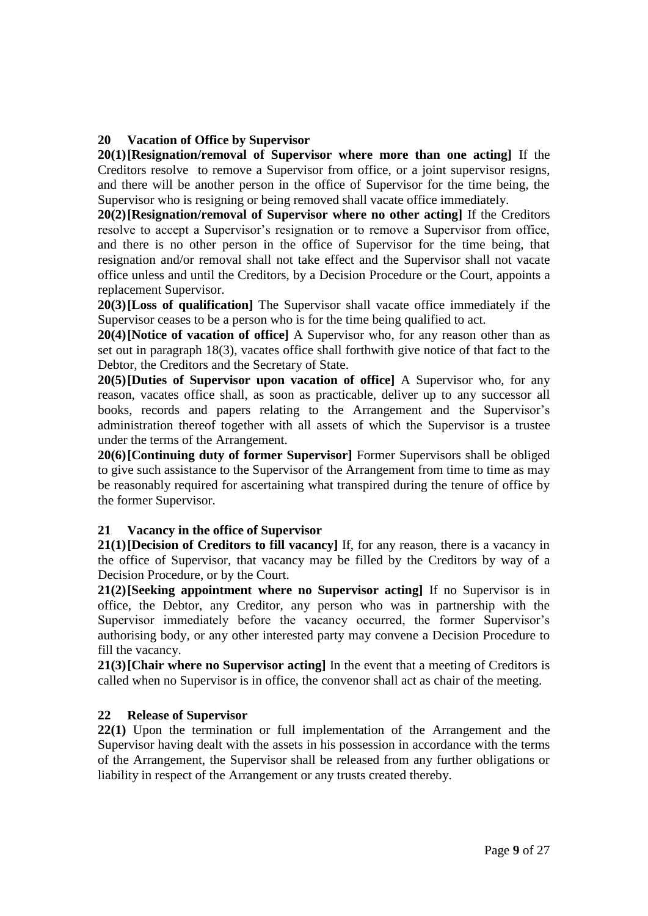## 20 Vacation of Office by Supervisor

**20(1) [Resignation/removal of Supervisor where more than one acting]** If the Creditors resolve to remove a Supervisor from office, or a joint supervisor resigns, and there will be another person in the office of Supervisor for the time being, the Supervisor who is resigning or being removed shall vacate office immediately.

**20(2) [Resignation/removal of Supervisor where no other acting]** If the Creditors resolve to accept a Supervisor's resignation or to remove a Supervisor from office, and there is no other person in the office of Supervisor for the time being, that resignation and/or removal shall not take effect and the Supervisor shall not vacate office unless and until the Creditors, by a Decision Procedure or the Court, appoints a replacement Supervisor.

**20(3) [Loss of qualification]** The Supervisor shall vacate office immediately if the Supervisor ceases to be a person who is for the time being qualified to act.

**20(4) [Notice of vacation of office]** A Supervisor who, for any reason other than as set out in paragraph 18(3), vacates office shall forthwith give notice of that fact to the Debtor, the Creditors and the Secretary of State.

**20(5) [Duties of Supervisor upon vacation of office]** A Supervisor who, for any reason, vacates office shall, as soon as practicable, deliver up to any successor all books, records and papers relating to the Arrangement and the Supervisor's administration thereof together with all assets of which the Supervisor is a trustee under the terms of the Arrangement.

**20(6) [Continuing duty of former Supervisor]** Former Supervisors shall be obliged to give such assistance to the Supervisor of the Arrangement from time to time as may be reasonably required for ascertaining what transpired during the tenure of office by the former Supervisor.

## 21 Vacancy in the office of Supervisor

**21(1) [Decision of Creditors to fill vacancy]** If, for any reason, there is a vacancy in the office of Supervisor, that vacancy may be filled by the Creditors by way of a Decision Procedure, or by the Court.

**21(2) [Seeking appointment where no Supervisor acting]** If no Supervisor is in office, the Debtor, any Creditor, any person who was in partnership with the Supervisor immediately before the vacancy occurred, the former Supervisor's authorising body, or any other interested party may convene a Decision Procedure to fill the vacancy.

**21(3) [Chair where no Supervisor acting]** In the event that a meeting of Creditors is called when no Supervisor is in office, the convenor shall act as chair of the meeting.

## 22 Release of Supervisor

**22(1)** Upon the termination or full implementation of the Arrangement and the Supervisor having dealt with the assets in his possession in accordance with the terms of the Arrangement, the Supervisor shall be released from any further obligations or liability in respect of the Arrangement or any trusts created thereby.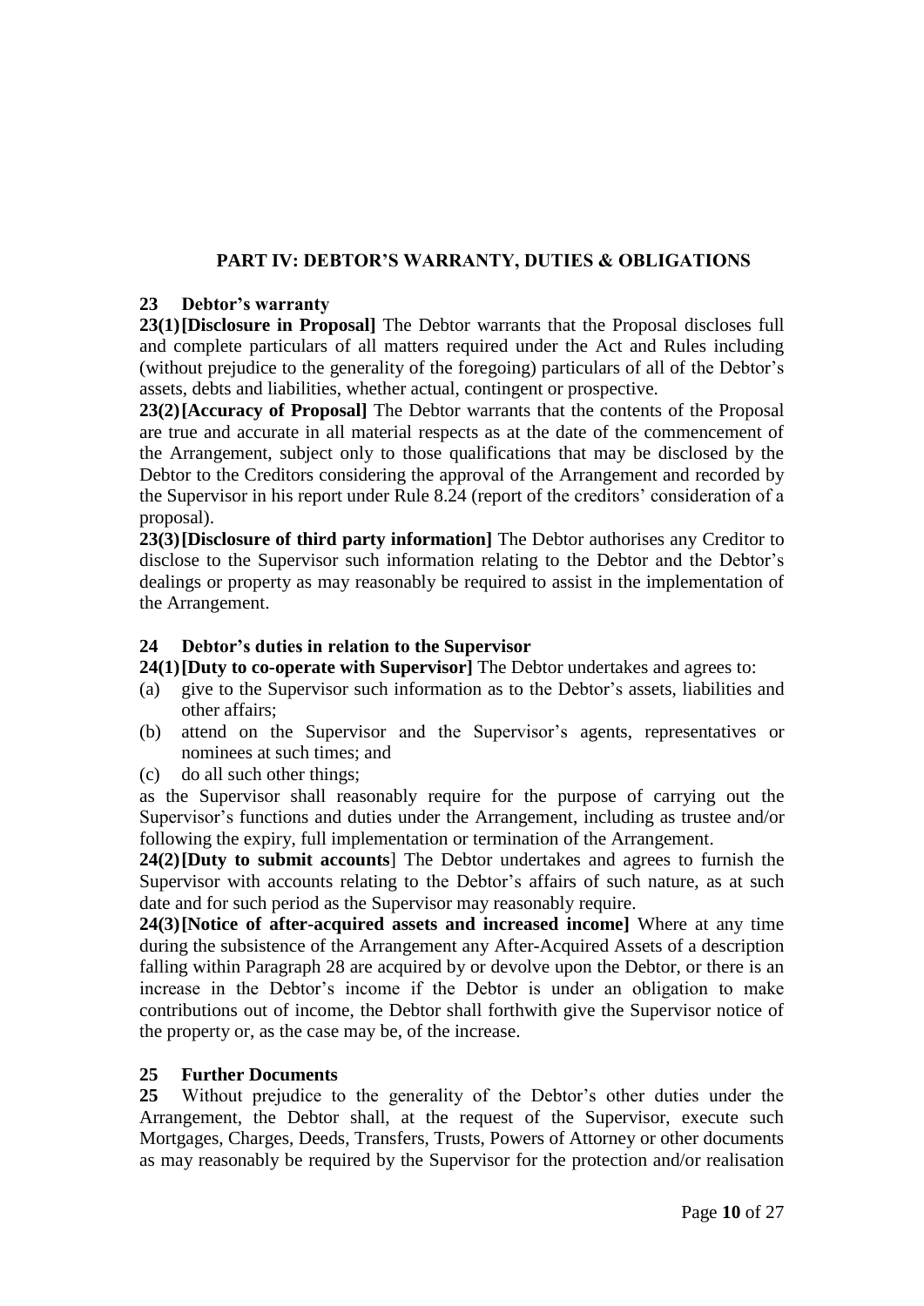## PART IV: DEBTOR'S WARRANTY, DUTIES & OBLIGATIONS

### 23 Debtor's warranty

**23(1) [Disclosure in Proposal]** The Debtor warrants that the Proposal discloses full and complete particulars of all matters required under the Act and Rules including (without prejudice to the generality of the foregoing) particulars of all of the Debtor's assets, debts and liabilities, whether actual, contingent or prospective.

**23(2) [Accuracy of Proposal]** The Debtor warrants that the contents of the Proposal are true and accurate in all material respects as at the date of the commencement of the Arrangement, subject only to those qualifications that may be disclosed by the Debtor to the Creditors considering the approval of the Arrangement and recorded by the Supervisor in his report under Rule 8.24 (report of the creditors' consideration of a proposal).

**23(3) [Disclosure of third party information]** The Debtor authorises any Creditor to disclose to the Supervisor such information relating to the Debtor and the Debtor's dealings or property as may reasonably be required to assist in the implementation of the Arrangement.

### 24 Debtor's duties in relation to the Supervisor

**24(1) [Duty to co-operate with Supervisor]** The Debtor undertakes and agrees to:

(a) give to the Supervisor such information as to the Debtor's assets, liabilities and other affairs;

(b) attend on the Supervisor and the Supervisor's agents, representatives or nominees at such times; and

(c) do all such other things;

as the Supervisor shall reasonably require for the purpose of carrying out the Supervisor's functions and duties under the Arrangement, including as trustee and/or following the expiry, full implementation or termination of the Arrangement.

**24(2) [Duty to submit accounts]** The Debtor undertakes and agrees to furnish the Supervisor with accounts relating to the Debtor's affairs of such nature, as at such date and for such period as the Supervisor may reasonably require.

**24(3) [Notice of after-acquired assets and increased income]** Where at any time during the subsistence of the Arrangement any After-Acquired Assets of a description falling within Paragraph 28 are acquired by or devolve upon the Debtor, or there is an increase in the Debtor's income if the Debtor is under an obligation to make contributions out of income, the Debtor shall forthwith give the Supervisor notice of the property or, as the case may be, of the increase.

### 25 Further Documents

**25** Without prejudice to the generality of the Debtor's other duties under the Arrangement, the Debtor shall, at the request of the Supervisor, execute such Mortgages, Charges, Deeds, Transfers, Trusts, Powers of Attorney or other documents as may reasonably be required by the Supervisor for the protection and/or realisation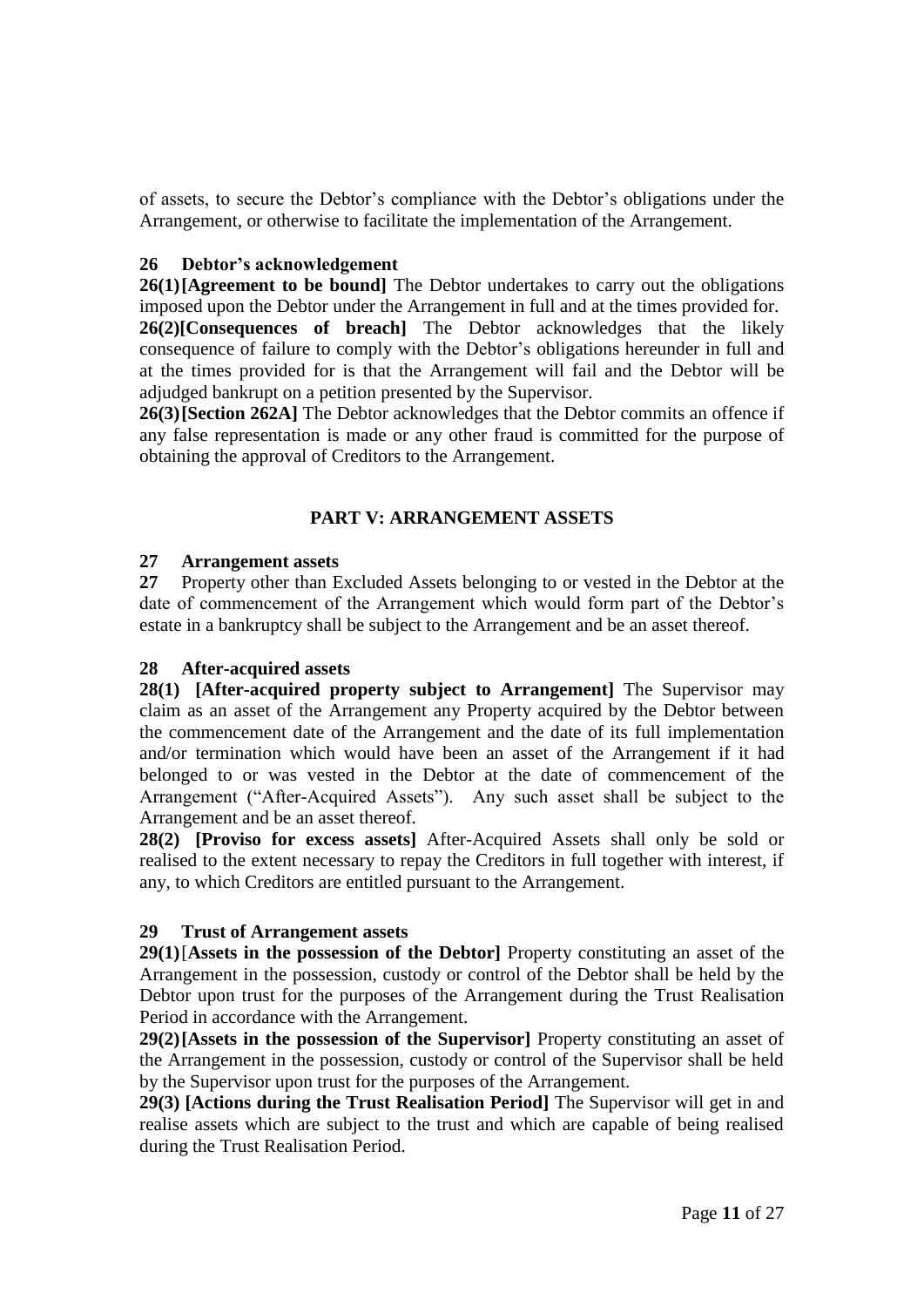of assets, to secure the Debtor's compliance with the Debtor's obligations under the Arrangement, or otherwise to facilitate the implementation of the Arrangement.

### 26 Debtor's acknowledgement

**26(1) [Agreement to be bound]** The Debtor undertakes to carry out the obligations imposed upon the Debtor under the Arrangement in full and at the times provided for.

**26(2) [Consequences of breach]** The Debtor acknowledges that the likely consequence of failure to comply with the Debtor's obligations hereunder in full and at the times provided for is that the Arrangement will fail and the Debtor will be adjudged bankrupt on a petition presented by the Supervisor.

**26(3) [Section 262A]** The Debtor acknowledges that the Debtor commits an offence if any false representation is made or any other fraud is committed for the purpose of obtaining the approval of Creditors to the Arrangement.

## PART V: ARRANGEMENT ASSETS

### 27 Arrangement assets

**27** Property other than Excluded Assets belonging to or vested in the Debtor at the date of commencement of the Arrangement which would form part of the Debtor's estate in a bankruptcy shall be subject to the Arrangement and be an asset thereof.

### 28 After-acquired assets

**28(1) [After-acquired property subject to Arrangement]** The Supervisor may claim as an asset of the Arrangement any Property acquired by the Debtor between the commencement date of the Arrangement and the date of its full implementation and/or termination which would have been an asset of the Arrangement if it had belonged to or was vested in the Debtor at the date of commencement of the Arrangement ("After-Acquired Assets"). Any such asset shall be subject to the Arrangement and be an asset thereof.

**28(2) [Proviso for excess assets]** After-Acquired Assets shall only be sold or realised to the extent necessary to repay the Creditors in full together with interest, if any, to which Creditors are entitled pursuant to the Arrangement.

### 29 Trust of Arrangement assets

**29(1) [Assets in the possession of the Debtor]** Property constituting an asset of the Arrangement in the possession, custody or control of the Debtor shall be held by the Debtor upon trust for the purposes of the Arrangement during the Trust Realisation Period in accordance with the Arrangement.

**29(2) [Assets in the possession of the Supervisor]** Property constituting an asset of the Arrangement in the possession, custody or control of the Supervisor shall be held by the Supervisor upon trust for the purposes of the Arrangement.

**29(3) [Actions during the Trust Realisation Period]** The Supervisor will get in and realise assets which are subject to the trust and which are capable of being realised during the Trust Realisation Period.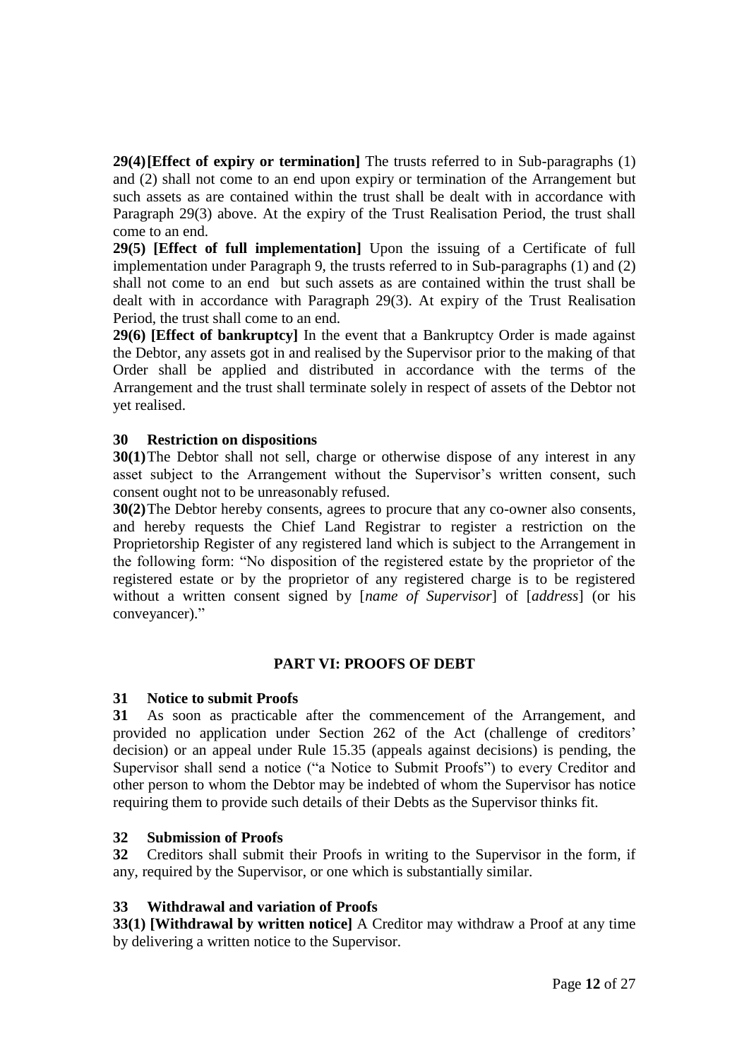**29(4) [Effect of expiry or termination]** The trusts referred to in Sub-paragraphs (1) and (2) shall not come to an end upon expiry or termination of the Arrangement but such assets as are contained within the trust shall be dealt with in accordance with Paragraph 29(3) above. At the expiry of the Trust Realisation Period, the trust shall come to an end.

**29(5) [Effect of full implementation]** Upon the issuing of a Certificate of full implementation under Paragraph 9, the trusts referred to in Sub-paragraphs (1) and (2) shall not come to an end but such assets as are contained within the trust shall be dealt with in accordance with Paragraph 29(3). At expiry of the Trust Realisation Period, the trust shall come to an end.

**29(6) [Effect of bankruptcy]** In the event that a Bankruptcy Order is made against the Debtor, any assets got in and realised by the Supervisor prior to the making of that Order shall be applied and distributed in accordance with the terms of the Arrangement and the trust shall terminate solely in respect of assets of the Debtor not yet realised.

### 30 Restriction on dispositions

**30(1)** The Debtor shall not sell, charge or otherwise dispose of any interest in any asset subject to the Arrangement without the Supervisor's written consent, such consent ought not to be unreasonably refused.

**30(2)** The Debtor hereby consents, agrees to procure that any co-owner also consents, and hereby requests the Chief Land Registrar to register a restriction on the Proprietorship Register of any registered land which is subject to the Arrangement in the following form: "No disposition of the registered estate by the proprietor of the registered estate or by the proprietor of any registered charge is to be registered without a written consent signed by [*name of Supervisor*] of [*address*] (or his conveyancer)."

## PART VI: PROOFS OF DEBT

### 31 Notice to submit Proofs

**31** As soon as practicable after the commencement of the Arrangement, and provided no application under Section 262 of the Act (challenge of creditors' decision) or an appeal under Rule 15.35 (appeals against decisions) is pending, the Supervisor shall send a notice ("a Notice to Submit Proofs") to every Creditor and other person to whom the Debtor may be indebted of whom the Supervisor has notice requiring them to provide such details of their Debts as the Supervisor thinks fit.

### 32 Submission of Proofs

**32** Creditors shall submit their Proofs in writing to the Supervisor in the form, if any, required by the Supervisor, or one which is substantially similar.

### 33 Withdrawal and variation of Proofs

**33(1) [Withdrawal by written notice]** A Creditor may withdraw a Proof at any time by delivering a written notice to the Supervisor.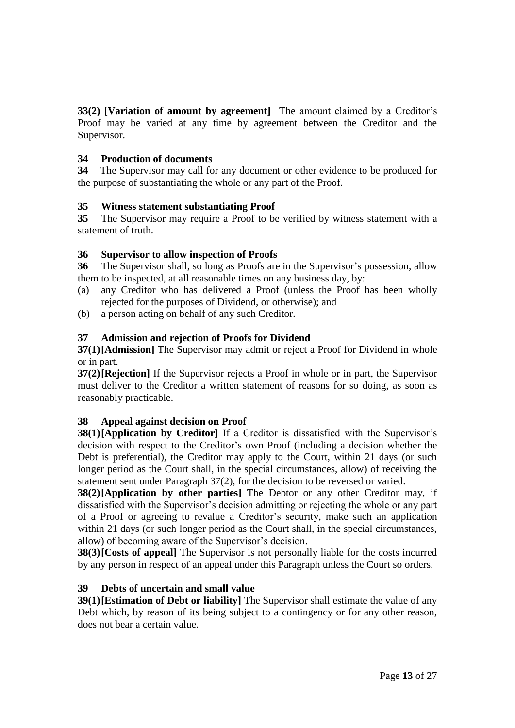**33(2) [Variation of amount by agreement]** The amount claimed by a Creditor's Proof may be varied at any time by agreement between the Creditor and the Supervisor.

### 34 Production of documents

**34** The Supervisor may call for any document or other evidence to be produced for the purpose of substantiating the whole or any part of the Proof.

### 35 Witness statement substantiating Proof

**35** The Supervisor may require a Proof to be verified by witness statement with a statement of truth.

### 36 Supervisor to allow inspection of Proofs

**36** The Supervisor shall, so long as Proofs are in the Supervisor's possession, allow them to be inspected, at all reasonable times on any business day, by:

(a) any Creditor who has delivered a Proof (unless the Proof has been wholly rejected for the purposes of Dividend, or otherwise); and

(b) a person acting on behalf of any such Creditor.

### 37 Admission and rejection of Proofs for Dividend

**37(1) [Admission]** The Supervisor may admit or reject a Proof for Dividend in whole or in part.

**37(2) [Rejection]** If the Supervisor rejects a Proof in whole or in part, the Supervisor must deliver to the Creditor a written statement of reasons for so doing, as soon as reasonably practicable.

### 38 Appeal against decision on Proof

**38(1) [Application by Creditor]** If a Creditor is dissatisfied with the Supervisor's decision with respect to the Creditor's own Proof (including a decision whether the Debt is preferential), the Creditor may apply to the Court, within 21 days (or such longer period as the Court shall, in the special circumstances, allow) of receiving the statement sent under Paragraph 37(2), for the decision to be reversed or varied.

**38(2) [Application by other parties]** The Debtor or any other Creditor may, if dissatisfied with the Supervisor's decision admitting or rejecting the whole or any part of a Proof or agreeing to revalue a Creditor's security, make such an application within 21 days (or such longer period as the Court shall, in the special circumstances, allow) of becoming aware of the Supervisor's decision.

**38(3) [Costs of appeal]** The Supervisor is not personally liable for the costs incurred by any person in respect of an appeal under this Paragraph unless the Court so orders.

### 39 Debts of uncertain and small value

**39(1) [Estimation of Debt or liability]** The Supervisor shall estimate the value of any Debt which, by reason of its being subject to a contingency or for any other reason, does not bear a certain value.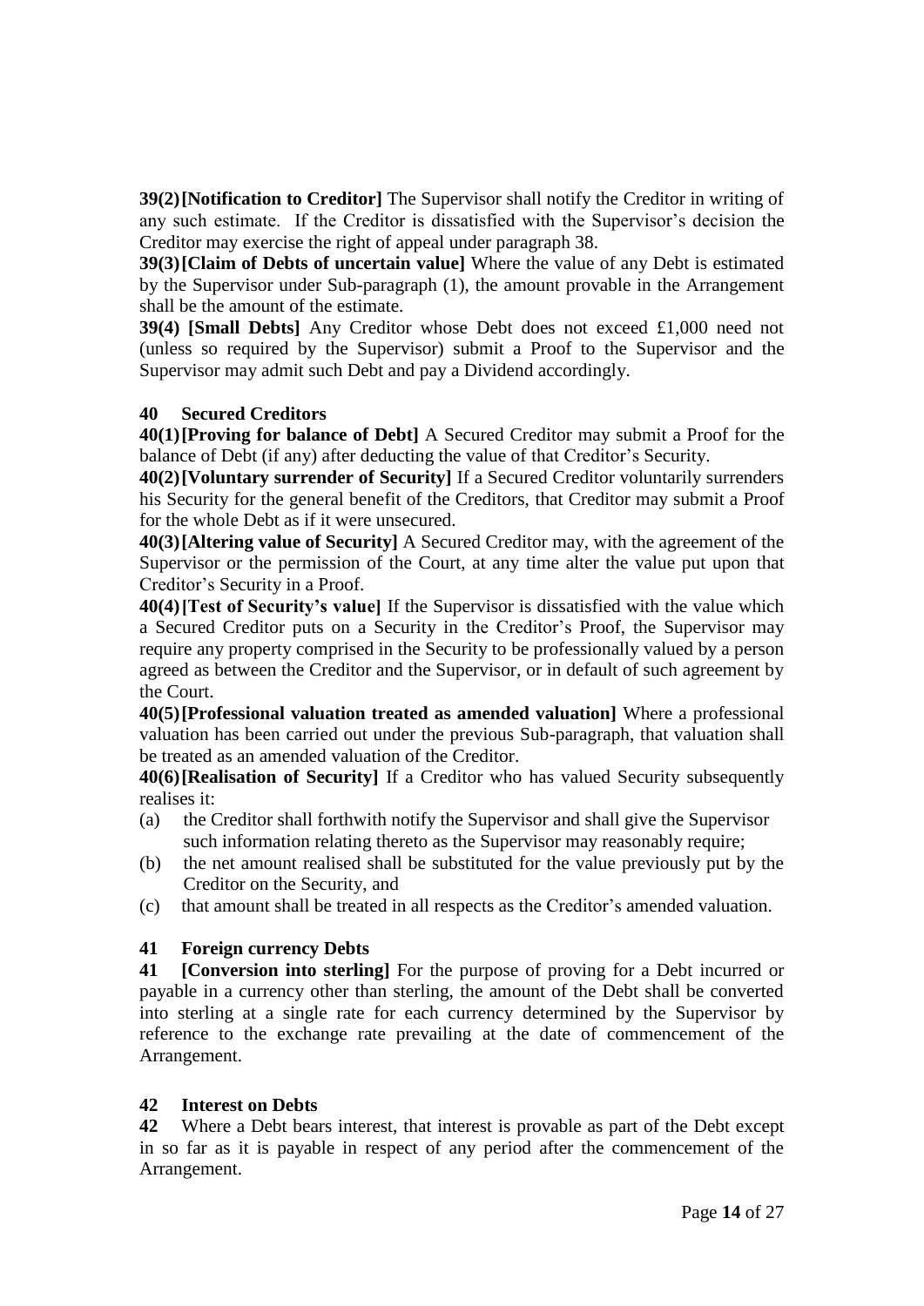**39(2) [Notification to Creditor]** The Supervisor shall notify the Creditor in writing of any such estimate. If the Creditor is dissatisfied with the Supervisor's decision the Creditor may exercise the right of appeal under paragraph 38.

**39(3) [Claim of Debts of uncertain value]** Where the value of any Debt is estimated by the Supervisor under Sub-paragraph (1), the amount provable in the Arrangement shall be the amount of the estimate.

**39(4) [Small Debts]** Any Creditor whose Debt does not exceed £1,000 need not (unless so required by the Supervisor) submit a Proof to the Supervisor and the Supervisor may admit such Debt and pay a Dividend accordingly.

## 40 Secured Creditors

**40(1) [Proving for balance of Debt]** A Secured Creditor may submit a Proof for the balance of Debt (if any) after deducting the value of that Creditor's Security.

**40(2) [Voluntary surrender of Security]** If a Secured Creditor voluntarily surrenders his Security for the general benefit of the Creditors, that Creditor may submit a Proof for the whole Debt as if it were unsecured.

**40(3) [Altering value of Security]** A Secured Creditor may, with the agreement of the Supervisor or the permission of the Court, at any time alter the value put upon that Creditor's Security in a Proof.

**40(4) [Test of Security's value]** If the Supervisor is dissatisfied with the value which a Secured Creditor puts on a Security in the Creditor's Proof, the Supervisor may require any property comprised in the Security to be professionally valued by a person agreed as between the Creditor and the Supervisor, or in default of such agreement by the Court.

**40(5) [Professional valuation treated as amended valuation]** Where a professional valuation has been carried out under the previous Sub-paragraph, that valuation shall be treated as an amended valuation of the Creditor.

**40(6) [Realisation of Security]** If a Creditor who has valued Security subsequently realises it:

(a) the Creditor shall forthwith notify the Supervisor and shall give the Supervisor such information relating thereto as the Supervisor may reasonably require;

(b) the net amount realised shall be substituted for the value previously put by the Creditor on the Security, and

(c) that amount shall be treated in all respects as the Creditor's amended valuation.

## 41 Foreign currency Debts

**41 [Conversion into sterling]** For the purpose of proving for a Debt incurred or payable in a currency other than sterling, the amount of the Debt shall be converted into sterling at a single rate for each currency determined by the Supervisor by reference to the exchange rate prevailing at the date of commencement of the Arrangement.

## 42 Interest on Debts

**42** Where a Debt bears interest, that interest is provable as part of the Debt except in so far as it is payable in respect of any period after the commencement of the Arrangement.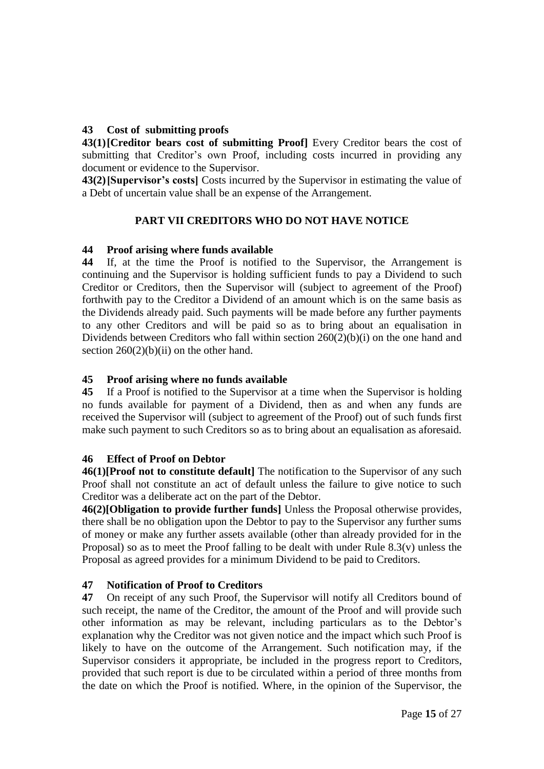### 43 Cost of submitting proofs

**43(1) [Creditor bears cost of submitting Proof]** Every Creditor bears the cost of submitting that Creditor's own Proof, including costs incurred in providing any document or evidence to the Supervisor.

**43(2) [Supervisor's costs]** Costs incurred by the Supervisor in estimating the value of a Debt of uncertain value shall be an expense of the Arrangement.

## PART VII CREDITORS WHO DO NOT HAVE NOTICE

### 44 Proof arising where funds available

**44** If, at the time the Proof is notified to the Supervisor, the Arrangement is continuing and the Supervisor is holding sufficient funds to pay a Dividend to such Creditor or Creditors, then the Supervisor will (subject to agreement of the Proof) forthwith pay to the Creditor a Dividend of an amount which is on the same basis as the Dividends already paid. Such payments will be made before any further payments to any other Creditors and will be paid so as to bring about an equalisation in Dividends between Creditors who fall within section 260(2)(b)(i) on the one hand and section 260(2)(b)(ii) on the other hand.

### 45 Proof arising where no funds available

**45** If a Proof is notified to the Supervisor at a time when the Supervisor is holding no funds available for payment of a Dividend, then as and when any funds are received the Supervisor will (subject to agreement of the Proof) out of such funds first make such payment to such Creditors so as to bring about an equalisation as aforesaid.

### 46 Effect of Proof on Debtor

**46(1) [Proof not to constitute default]** The notification to the Supervisor of any such Proof shall not constitute an act of default unless the failure to give notice to such Creditor was a deliberate act on the part of the Debtor.

**46(2) [Obligation to provide further funds]** Unless the Proposal otherwise provides, there shall be no obligation upon the Debtor to pay to the Supervisor any further sums of money or make any further assets available (other than already provided for in the Proposal) so as to meet the Proof falling to be dealt with under Rule 8.3(v) unless the Proposal as agreed provides for a minimum Dividend to be paid to Creditors.

### 47 Notification of Proof to Creditors

**47** On receipt of any such Proof, the Supervisor will notify all Creditors bound of such receipt, the name of the Creditor, the amount of the Proof and will provide such other information as may be relevant, including particulars as to the Debtor's explanation why the Creditor was not given notice and the impact which such Proof is likely to have on the outcome of the Arrangement. Such notification may, if the Supervisor considers it appropriate, be included in the progress report to Creditors, provided that such report is due to be circulated within a period of three months from the date on which the Proof is notified. Where, in the opinion of the Supervisor, the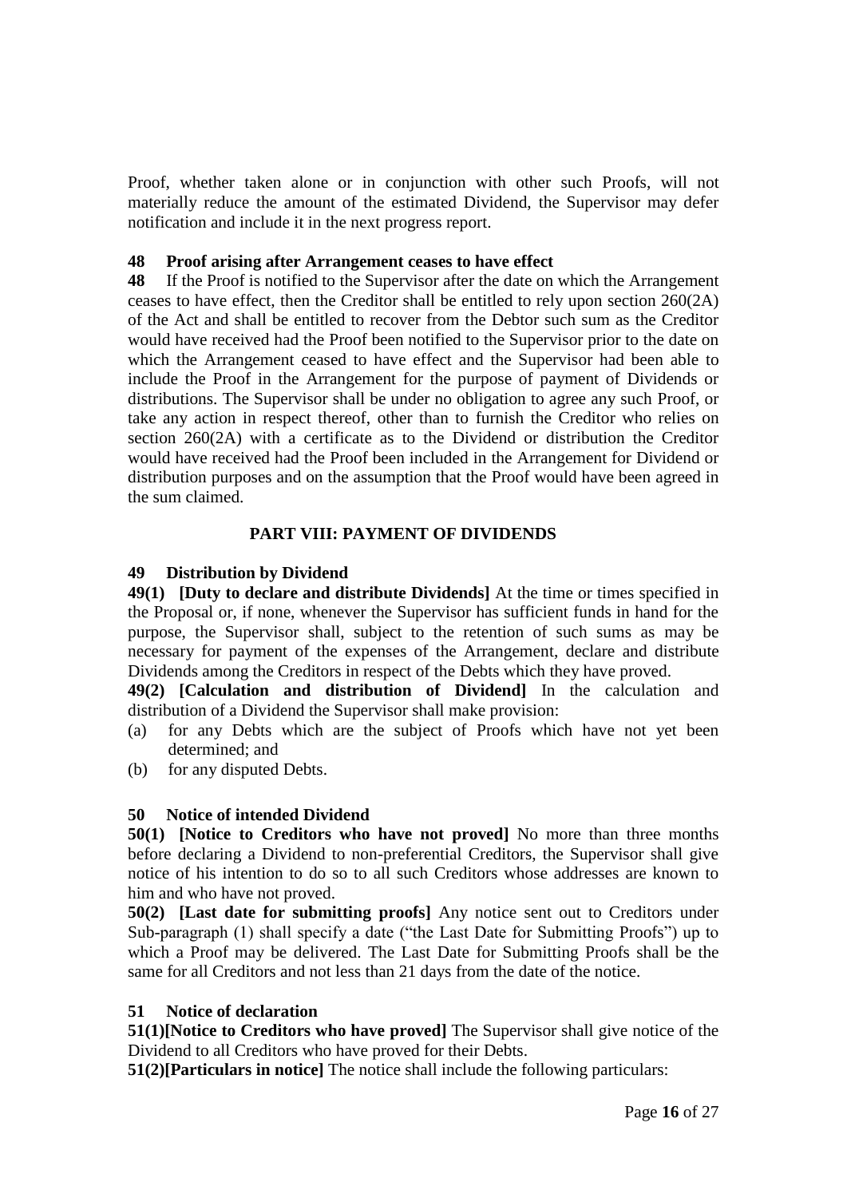Proof, whether taken alone or in conjunction with other such Proofs, will not materially reduce the amount of the estimated Dividend, the Supervisor may defer notification and include it in the next progress report.

### 48 Proof arising after Arrangement ceases to have effect

**48** If the Proof is notified to the Supervisor after the date on which the Arrangement ceases to have effect, then the Creditor shall be entitled to rely upon section 260(2A) of the Act and shall be entitled to recover from the Debtor such sum as the Creditor would have received had the Proof been notified to the Supervisor prior to the date on which the Arrangement ceased to have effect and the Supervisor had been able to include the Proof in the Arrangement for the purpose of payment of Dividends or distributions. The Supervisor shall be under no obligation to agree any such Proof, or take any action in respect thereof, other than to furnish the Creditor who relies on section 260(2A) with a certificate as to the Dividend or distribution the Creditor would have received had the Proof been included in the Arrangement for Dividend or distribution purposes and on the assumption that the Proof would have been agreed in the sum claimed.

## PART VIII: PAYMENT OF DIVIDENDS

### 49 Distribution by Dividend

**49(1) [Duty to declare and distribute Dividends]** At the time or times specified in the Proposal or, if none, whenever the Supervisor has sufficient funds in hand for the purpose, the Supervisor shall, subject to the retention of such sums as may be necessary for payment of the expenses of the Arrangement, declare and distribute Dividends among the Creditors in respect of the Debts which they have proved.

**49(2) [Calculation and distribution of Dividend]** In the calculation and distribution of a Dividend the Supervisor shall make provision:

(a) for any Debts which are the subject of Proofs which have not yet been determined; and

(b) for any disputed Debts.

### 50 Notice of intended Dividend

**50(1) [Notice to Creditors who have not proved]** No more than three months before declaring a Dividend to non-preferential Creditors, the Supervisor shall give notice of his intention to do so to all such Creditors whose addresses are known to him and who have not proved.

**50(2) [Last date for submitting proofs]** Any notice sent out to Creditors under Sub-paragraph (1) shall specify a date ("the Last Date for Submitting Proofs") up to which a Proof may be delivered. The Last Date for Submitting Proofs shall be the same for all Creditors and not less than 21 days from the date of the notice.

### 51 Notice of declaration

**51(1)[Notice to Creditors who have proved]** The Supervisor shall give notice of the Dividend to all Creditors who have proved for their Debts.

**51(2)[Particulars in notice]** The notice shall include the following particulars: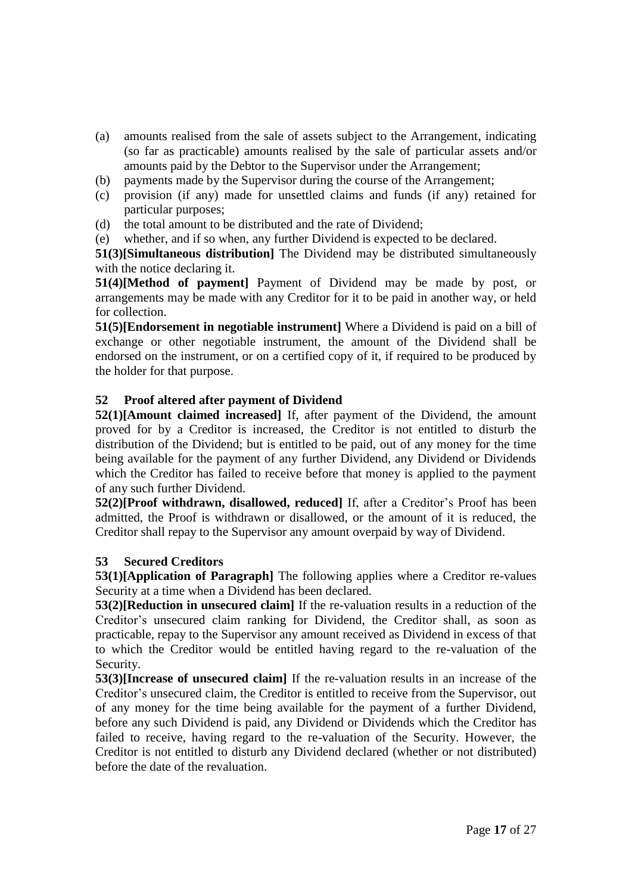(a) amounts realised from the sale of assets subject to the Arrangement, indicating (so far as practicable) amounts realised by the sale of particular assets and/or amounts paid by the Debtor to the Supervisor under the Arrangement;
(b) payments made by the Supervisor during the course of the Arrangement;
(c) provision (if any) made for unsettled claims and funds (if any) retained for particular purposes;
(d) the total amount to be distributed and the rate of Dividend;
(e) whether, and if so when, any further Dividend is expected to be declared.

**51(3)[Simultaneous distribution]** The Dividend may be distributed simultaneously with the notice declaring it.

**51(4)[Method of payment]** Payment of Dividend may be made by post, or arrangements may be made with any Creditor for it to be paid in another way, or held for collection.

**51(5)[Endorsement in negotiable instrument]** Where a Dividend is paid on a bill of exchange or other negotiable instrument, the amount of the Dividend shall be endorsed on the instrument, or on a certified copy of it, if required to be produced by the holder for that purpose.

**52 Proof altered after payment of Dividend**

**52(1)[Amount claimed increased]** If, after payment of the Dividend, the amount proved for by a Creditor is increased, the Creditor is not entitled to disturb the distribution of the Dividend; but is entitled to be paid, out of any money for the time being available for the payment of any further Dividend, any Dividend or Dividends which the Creditor has failed to receive before that money is applied to the payment of any such further Dividend.

**52(2)[Proof withdrawn, disallowed, reduced]** If, after a Creditor's Proof has been admitted, the Proof is withdrawn or disallowed, or the amount of it is reduced, the Creditor shall repay to the Supervisor any amount overpaid by way of Dividend.

**53 Secured Creditors**

**53(1)[Application of Paragraph]** The following applies where a Creditor re-values Security at a time when a Dividend has been declared.

**53(2)[Reduction in unsecured claim]** If the re-valuation results in a reduction of the Creditor's unsecured claim ranking for Dividend, the Creditor shall, as soon as practicable, repay to the Supervisor any amount received as Dividend in excess of that to which the Creditor would be entitled having regard to the re-valuation of the Security.

**53(3)[Increase of unsecured claim]** If the re-valuation results in an increase of the Creditor's unsecured claim, the Creditor is entitled to receive from the Supervisor, out of any money for the time being available for the payment of a further Dividend, before any such Dividend is paid, any Dividend or Dividends which the Creditor has failed to receive, having regard to the re-valuation of the Security. However, the Creditor is not entitled to disturb any Dividend declared (whether or not distributed) before the date of the revaluation.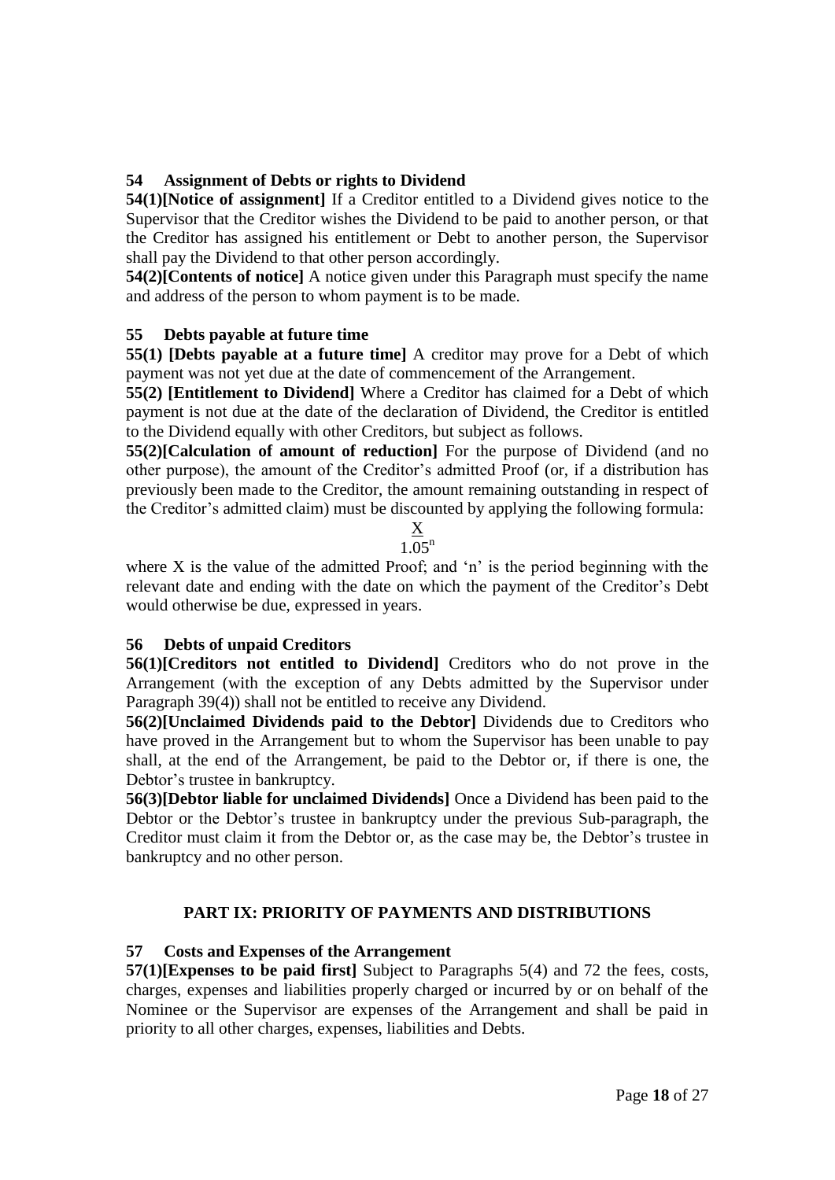### 54 Assignment of Debts or rights to Dividend

**54(1)[Notice of assignment]** If a Creditor entitled to a Dividend gives notice to the Supervisor that the Creditor wishes the Dividend to be paid to another person, or that the Creditor has assigned his entitlement or Debt to another person, the Supervisor shall pay the Dividend to that other person accordingly.

**54(2)[Contents of notice]** A notice given under this Paragraph must specify the name and address of the person to whom payment is to be made.

### 55 Debts payable at future time

**55(1) [Debts payable at a future time]** A creditor may prove for a Debt of which payment was not yet due at the date of commencement of the Arrangement.

**55(2) [Entitlement to Dividend]** Where a Creditor has claimed for a Debt of which payment is not due at the date of the declaration of Dividend, the Creditor is entitled to the Dividend equally with other Creditors, but subject as follows.

**55(2)[Calculation of amount of reduction]** For the purpose of Dividend (and no other purpose), the amount of the Creditor's admitted Proof (or, if a distribution has previously been made to the Creditor, the amount remaining outstanding in respect of the Creditor's admitted claim) must be discounted by applying the following formula:

$$\frac{X}{1.05^{n}}$$

where X is the value of the admitted Proof; and 'n' is the period beginning with the relevant date and ending with the date on which the payment of the Creditor's Debt would otherwise be due, expressed in years.

### 56 Debts of unpaid Creditors

**56(1)[Creditors not entitled to Dividend]** Creditors who do not prove in the Arrangement (with the exception of any Debts admitted by the Supervisor under Paragraph 39(4)) shall not be entitled to receive any Dividend.

**56(2)[Unclaimed Dividends paid to the Debtor]** Dividends due to Creditors who have proved in the Arrangement but to whom the Supervisor has been unable to pay shall, at the end of the Arrangement, be paid to the Debtor or, if there is one, the Debtor's trustee in bankruptcy.

**56(3)[Debtor liable for unclaimed Dividends]** Once a Dividend has been paid to the Debtor or the Debtor's trustee in bankruptcy under the previous Sub-paragraph, the Creditor must claim it from the Debtor or, as the case may be, the Debtor's trustee in bankruptcy and no other person.

## PART IX: PRIORITY OF PAYMENTS AND DISTRIBUTIONS

### 57 Costs and Expenses of the Arrangement

**57(1)[Expenses to be paid first]** Subject to Paragraphs 5(4) and 72 the fees, costs, charges, expenses and liabilities properly charged or incurred by or on behalf of the Nominee or the Supervisor are expenses of the Arrangement and shall be paid in priority to all other charges, expenses, liabilities and Debts.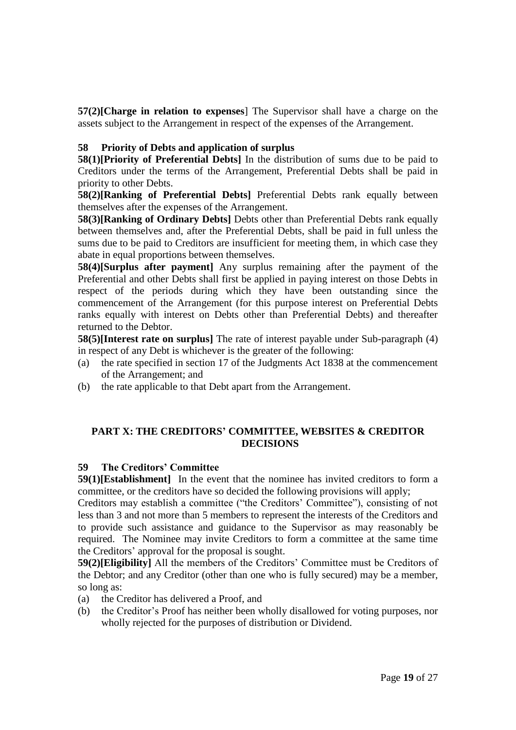**57(2)[Charge in relation to expenses**] The Supervisor shall have a charge on the assets subject to the Arrangement in respect of the expenses of the Arrangement.

### 58 Priority of Debts and application of surplus

**58(1)[Priority of Preferential Debts]** In the distribution of sums due to be paid to Creditors under the terms of the Arrangement, Preferential Debts shall be paid in priority to other Debts.

**58(2)[Ranking of Preferential Debts]** Preferential Debts rank equally between themselves after the expenses of the Arrangement.

**58(3)[Ranking of Ordinary Debts]** Debts other than Preferential Debts rank equally between themselves and, after the Preferential Debts, shall be paid in full unless the sums due to be paid to Creditors are insufficient for meeting them, in which case they abate in equal proportions between themselves.

**58(4)[Surplus after payment]** Any surplus remaining after the payment of the Preferential and other Debts shall first be applied in paying interest on those Debts in respect of the periods during which they have been outstanding since the commencement of the Arrangement (for this purpose interest on Preferential Debts ranks equally with interest on Debts other than Preferential Debts) and thereafter returned to the Debtor.

**58(5)[Interest rate on surplus]** The rate of interest payable under Sub-paragraph (4) in respect of any Debt is whichever is the greater of the following:

(a) the rate specified in section 17 of the Judgments Act 1838 at the commencement of the Arrangement; and

(b) the rate applicable to that Debt apart from the Arrangement.

## PART X: THE CREDITORS' COMMITTEE, WEBSITES & CREDITOR DECISIONS

### 59 The Creditors' Committee

**59(1)[Establishment]** In the event that the nominee has invited creditors to form a committee, or the creditors have so decided the following provisions will apply;

Creditors may establish a committee ("the Creditors' Committee"), consisting of not less than 3 and not more than 5 members to represent the interests of the Creditors and to provide such assistance and guidance to the Supervisor as may reasonably be required. The Nominee may invite Creditors to form a committee at the same time the Creditors' approval for the proposal is sought.

**59(2)[Eligibility]** All the members of the Creditors' Committee must be Creditors of the Debtor; and any Creditor (other than one who is fully secured) may be a member, so long as:

(a) the Creditor has delivered a Proof, and

(b) the Creditor's Proof has neither been wholly disallowed for voting purposes, nor wholly rejected for the purposes of distribution or Dividend.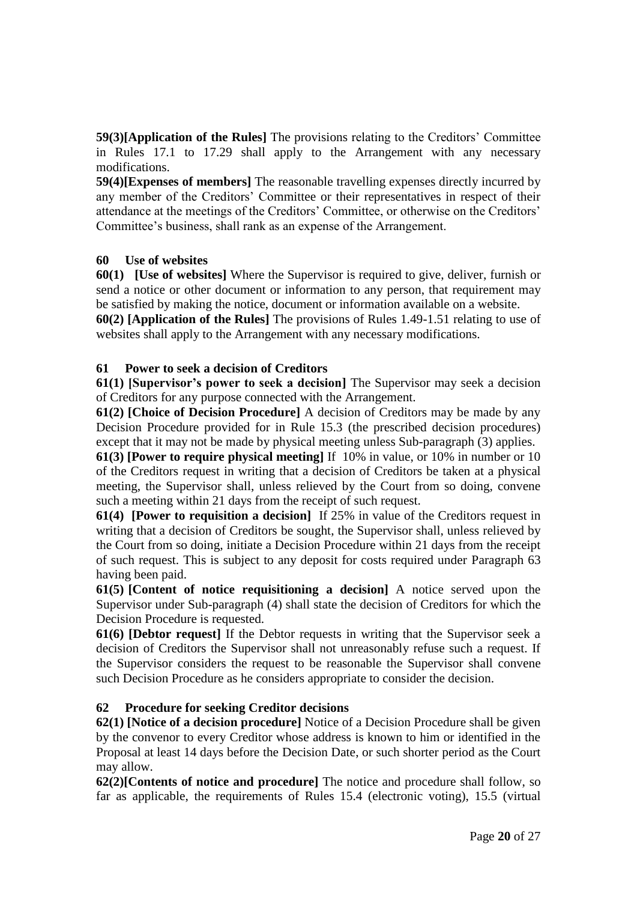**59(3)[Application of the Rules]** The provisions relating to the Creditors' Committee in Rules 17.1 to 17.29 shall apply to the Arrangement with any necessary modifications.

**59(4)[Expenses of members]** The reasonable travelling expenses directly incurred by any member of the Creditors' Committee or their representatives in respect of their attendance at the meetings of the Creditors' Committee, or otherwise on the Creditors' Committee's business, shall rank as an expense of the Arrangement.

## 60 Use of websites

**60(1) [Use of websites]** Where the Supervisor is required to give, deliver, furnish or send a notice or other document or information to any person, that requirement may be satisfied by making the notice, document or information available on a website.

**60(2) [Application of the Rules]** The provisions of Rules 1.49-1.51 relating to use of websites shall apply to the Arrangement with any necessary modifications.

## 61 Power to seek a decision of Creditors

**61(1) [Supervisor's power to seek a decision]** The Supervisor may seek a decision of Creditors for any purpose connected with the Arrangement.

**61(2) [Choice of Decision Procedure]** A decision of Creditors may be made by any Decision Procedure provided for in Rule 15.3 (the prescribed decision procedures) except that it may not be made by physical meeting unless Sub-paragraph (3) applies.

**61(3) [Power to require physical meeting]** If 10% in value, or 10% in number or 10 of the Creditors request in writing that a decision of Creditors be taken at a physical meeting, the Supervisor shall, unless relieved by the Court from so doing, convene such a meeting within 21 days from the receipt of such request.

**61(4) [Power to requisition a decision]** If 25% in value of the Creditors request in writing that a decision of Creditors be sought, the Supervisor shall, unless relieved by the Court from so doing, initiate a Decision Procedure within 21 days from the receipt of such request. This is subject to any deposit for costs required under Paragraph 63 having been paid.

**61(5) [Content of notice requisitioning a decision]** A notice served upon the Supervisor under Sub-paragraph (4) shall state the decision of Creditors for which the Decision Procedure is requested.

**61(6) [Debtor request]** If the Debtor requests in writing that the Supervisor seek a decision of Creditors the Supervisor shall not unreasonably refuse such a request. If the Supervisor considers the request to be reasonable the Supervisor shall convene such Decision Procedure as he considers appropriate to consider the decision.

## 62 Procedure for seeking Creditor decisions

**62(1) [Notice of a decision procedure]** Notice of a Decision Procedure shall be given by the convenor to every Creditor whose address is known to him or identified in the Proposal at least 14 days before the Decision Date, or such shorter period as the Court may allow.

**62(2)[Contents of notice and procedure]** The notice and procedure shall follow, so far as applicable, the requirements of Rules 15.4 (electronic voting), 15.5 (virtual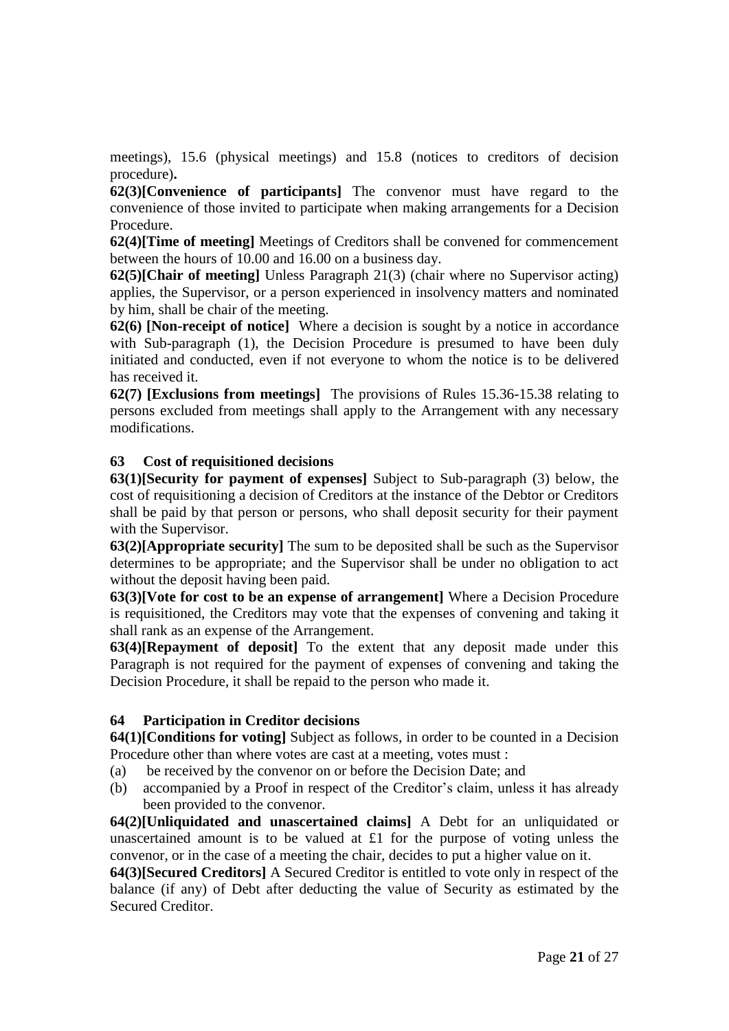meetings), 15.6 (physical meetings) and 15.8 (notices to creditors of decision procedure)**.**

**62(3)[Convenience of participants]** The convenor must have regard to the convenience of those invited to participate when making arrangements for a Decision Procedure.

**62(4)[Time of meeting]** Meetings of Creditors shall be convened for commencement between the hours of 10.00 and 16.00 on a business day.

**62(5)[Chair of meeting]** Unless Paragraph 21(3) (chair where no Supervisor acting) applies, the Supervisor, or a person experienced in insolvency matters and nominated by him, shall be chair of the meeting.

**62(6) [Non-receipt of notice]** Where a decision is sought by a notice in accordance with Sub-paragraph (1), the Decision Procedure is presumed to have been duly initiated and conducted, even if not everyone to whom the notice is to be delivered has received it.

**62(7) [Exclusions from meetings]** The provisions of Rules 15.36-15.38 relating to persons excluded from meetings shall apply to the Arrangement with any necessary modifications.

### 63 Cost of requisitioned decisions

**63(1)[Security for payment of expenses]** Subject to Sub-paragraph (3) below, the cost of requisitioning a decision of Creditors at the instance of the Debtor or Creditors shall be paid by that person or persons, who shall deposit security for their payment with the Supervisor.

**63(2)[Appropriate security]** The sum to be deposited shall be such as the Supervisor determines to be appropriate; and the Supervisor shall be under no obligation to act without the deposit having been paid.

**63(3)[Vote for cost to be an expense of arrangement]** Where a Decision Procedure is requisitioned, the Creditors may vote that the expenses of convening and taking it shall rank as an expense of the Arrangement.

**63(4)[Repayment of deposit]** To the extent that any deposit made under this Paragraph is not required for the payment of expenses of convening and taking the Decision Procedure, it shall be repaid to the person who made it.

### 64 Participation in Creditor decisions

**64(1)[Conditions for voting]** Subject as follows, in order to be counted in a Decision Procedure other than where votes are cast at a meeting, votes must :

(a) be received by the convenor on or before the Decision Date; and

(b) accompanied by a Proof in respect of the Creditor's claim, unless it has already been provided to the convenor.

**64(2)[Unliquidated and unascertained claims]** A Debt for an unliquidated or unascertained amount is to be valued at £1 for the purpose of voting unless the convenor, or in the case of a meeting the chair, decides to put a higher value on it.

**64(3)[Secured Creditors]** A Secured Creditor is entitled to vote only in respect of the balance (if any) of Debt after deducting the value of Security as estimated by the Secured Creditor.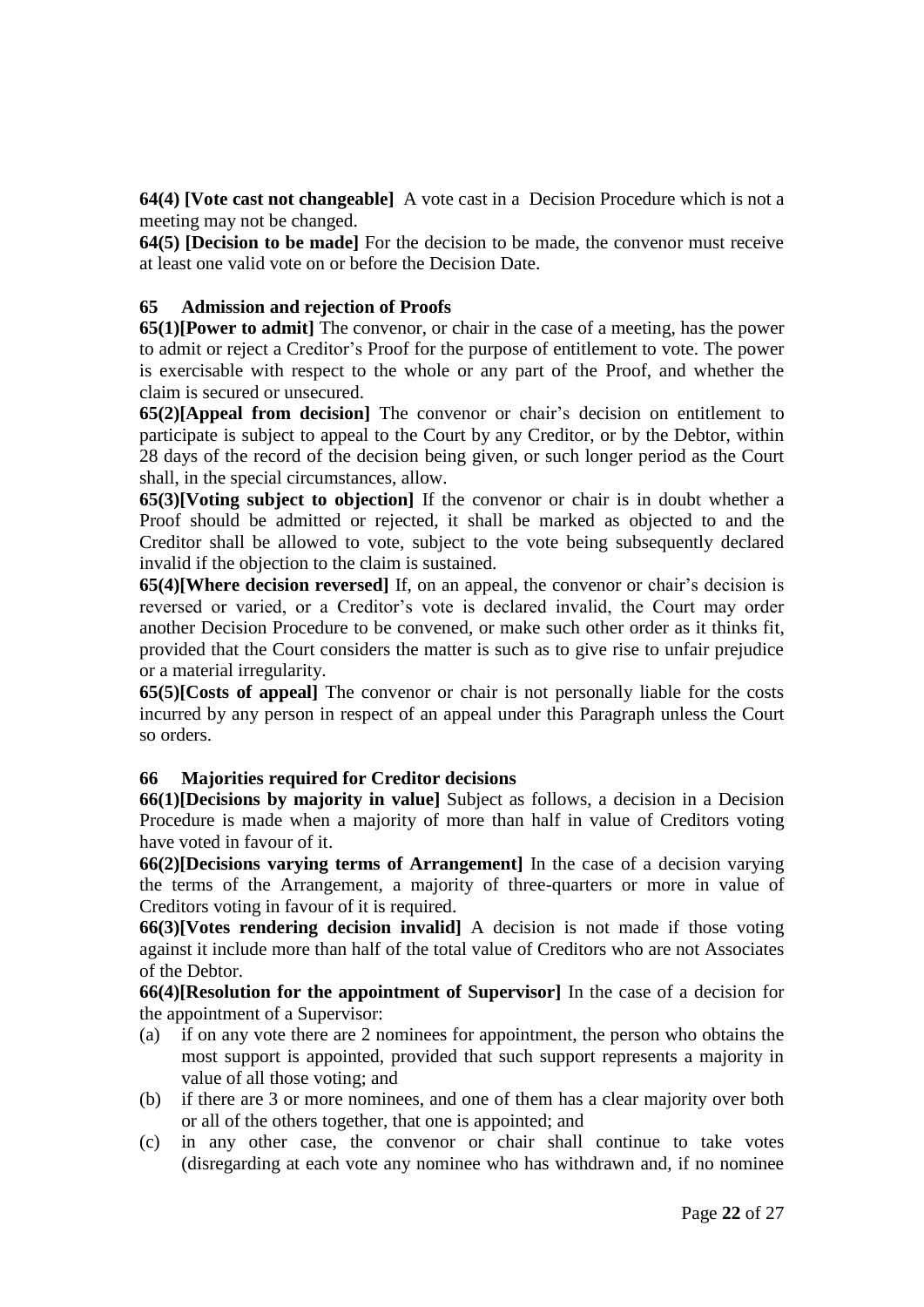**64(4) [Vote cast not changeable]** A vote cast in a Decision Procedure which is not a meeting may not be changed.

**64(5) [Decision to be made]** For the decision to be made, the convenor must receive at least one valid vote on or before the Decision Date.

## 65 Admission and rejection of Proofs

**65(1)[Power to admit]** The convenor, or chair in the case of a meeting, has the power to admit or reject a Creditor's Proof for the purpose of entitlement to vote. The power is exercisable with respect to the whole or any part of the Proof, and whether the claim is secured or unsecured.

**65(2)[Appeal from decision]** The convenor or chair's decision on entitlement to participate is subject to appeal to the Court by any Creditor, or by the Debtor, within 28 days of the record of the decision being given, or such longer period as the Court shall, in the special circumstances, allow.

**65(3)[Voting subject to objection]** If the convenor or chair is in doubt whether a Proof should be admitted or rejected, it shall be marked as objected to and the Creditor shall be allowed to vote, subject to the vote being subsequently declared invalid if the objection to the claim is sustained.

**65(4)[Where decision reversed]** If, on an appeal, the convenor or chair's decision is reversed or varied, or a Creditor's vote is declared invalid, the Court may order another Decision Procedure to be convened, or make such other order as it thinks fit, provided that the Court considers the matter is such as to give rise to unfair prejudice or a material irregularity.

**65(5)[Costs of appeal]** The convenor or chair is not personally liable for the costs incurred by any person in respect of an appeal under this Paragraph unless the Court so orders.

## 66 Majorities required for Creditor decisions

**66(1)[Decisions by majority in value]** Subject as follows, a decision in a Decision Procedure is made when a majority of more than half in value of Creditors voting have voted in favour of it.

**66(2)[Decisions varying terms of Arrangement]** In the case of a decision varying the terms of the Arrangement, a majority of three-quarters or more in value of Creditors voting in favour of it is required.

**66(3)[Votes rendering decision invalid]** A decision is not made if those voting against it include more than half of the total value of Creditors who are not Associates of the Debtor.

**66(4)[Resolution for the appointment of Supervisor]** In the case of a decision for the appointment of a Supervisor:

(a) if on any vote there are 2 nominees for appointment, the person who obtains the most support is appointed, provided that such support represents a majority in value of all those voting; and

(b) if there are 3 or more nominees, and one of them has a clear majority over both or all of the others together, that one is appointed; and

(c) in any other case, the convenor or chair shall continue to take votes (disregarding at each vote any nominee who has withdrawn and, if no nominee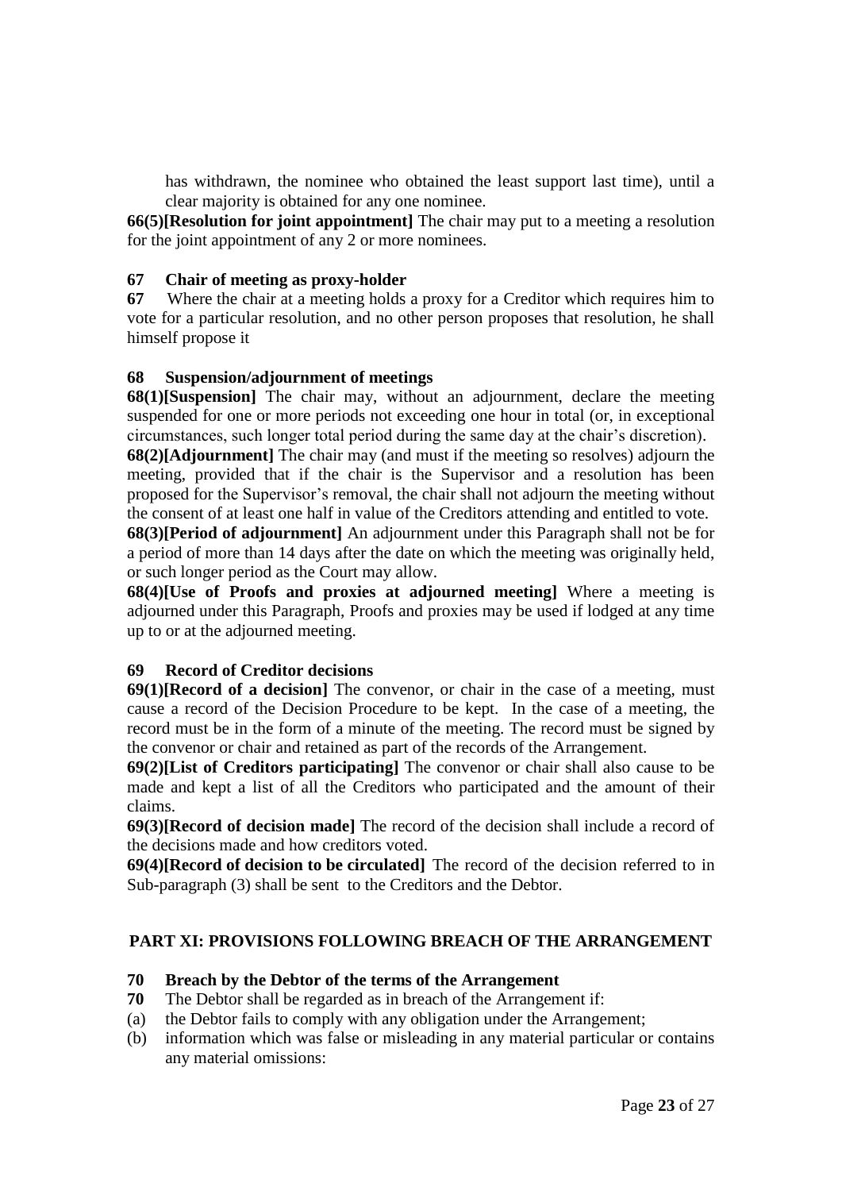has withdrawn, the nominee who obtained the least support last time), until a clear majority is obtained for any one nominee.

**66(5)[Resolution for joint appointment]** The chair may put to a meeting a resolution for the joint appointment of any 2 or more nominees.

**67 Chair of meeting as proxy-holder**

**67** Where the chair at a meeting holds a proxy for a Creditor which requires him to vote for a particular resolution, and no other person proposes that resolution, he shall himself propose it

**68 Suspension/adjournment of meetings**

**68(1)[Suspension]** The chair may, without an adjournment, declare the meeting suspended for one or more periods not exceeding one hour in total (or, in exceptional circumstances, such longer total period during the same day at the chair's discretion).

**68(2)[Adjournment]** The chair may (and must if the meeting so resolves) adjourn the meeting, provided that if the chair is the Supervisor and a resolution has been proposed for the Supervisor's removal, the chair shall not adjourn the meeting without the consent of at least one half in value of the Creditors attending and entitled to vote.

**68(3)[Period of adjournment]** An adjournment under this Paragraph shall not be for a period of more than 14 days after the date on which the meeting was originally held, or such longer period as the Court may allow.

**68(4)[Use of Proofs and proxies at adjourned meeting]** Where a meeting is adjourned under this Paragraph, Proofs and proxies may be used if lodged at any time up to or at the adjourned meeting.

**69 Record of Creditor decisions**

**69(1)[Record of a decision]** The convenor, or chair in the case of a meeting, must cause a record of the Decision Procedure to be kept. In the case of a meeting, the record must be in the form of a minute of the meeting. The record must be signed by the convenor or chair and retained as part of the records of the Arrangement.

**69(2)[List of Creditors participating]** The convenor or chair shall also cause to be made and kept a list of all the Creditors who participated and the amount of their claims.

**69(3)[Record of decision made]** The record of the decision shall include a record of the decisions made and how creditors voted.

**69(4)[Record of decision to be circulated]** The record of the decision referred to in Sub-paragraph (3) shall be sent to the Creditors and the Debtor.

## PART XI: PROVISIONS FOLLOWING BREACH OF THE ARRANGEMENT

**70 Breach by the Debtor of the terms of the Arrangement**

**70** The Debtor shall be regarded as in breach of the Arrangement if:

(a) the Debtor fails to comply with any obligation under the Arrangement;

(b) information which was false or misleading in any material particular or contains any material omissions: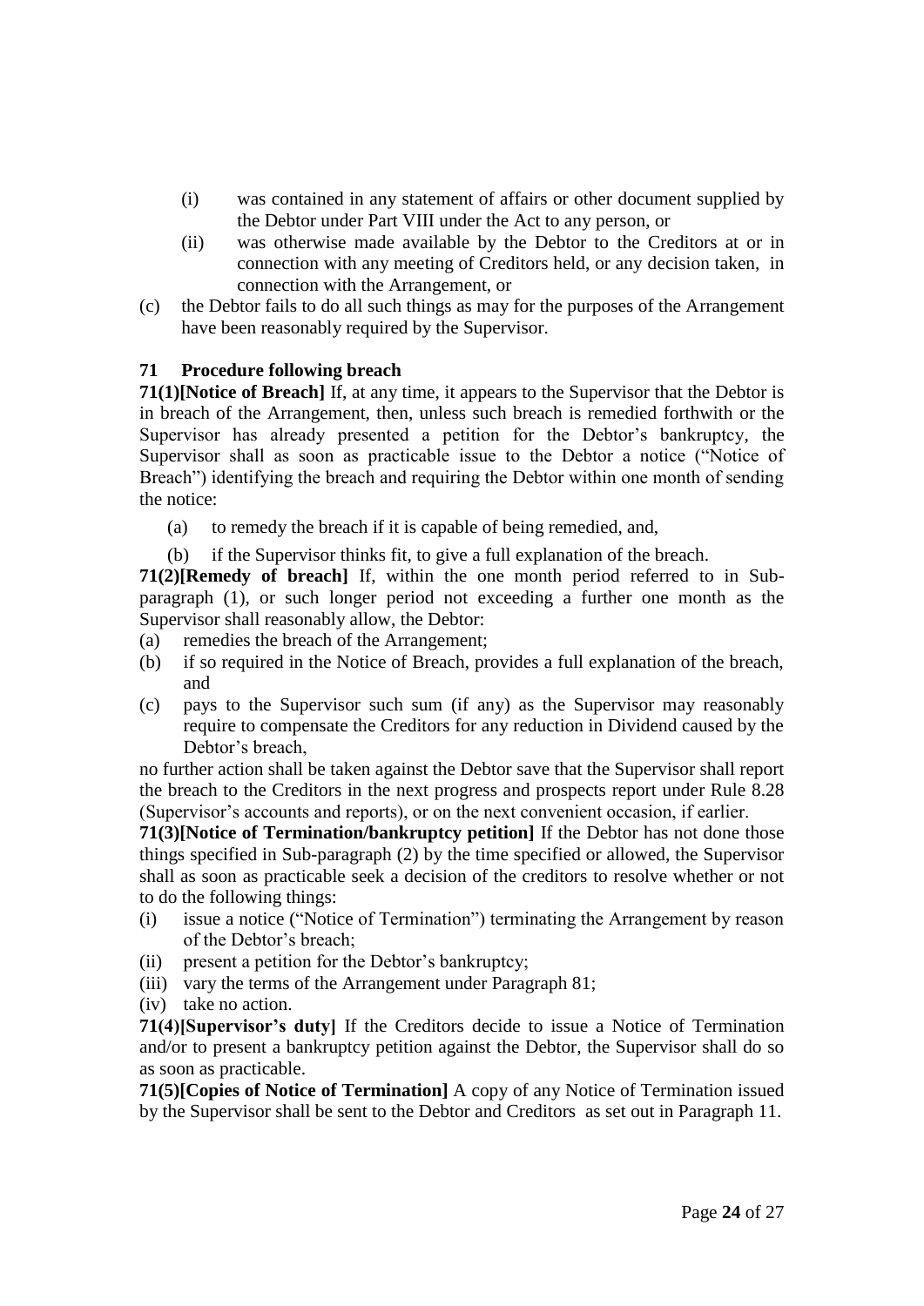(i) was contained in any statement of affairs or other document supplied by the Debtor under Part VIII under the Act to any person, or

(ii) was otherwise made available by the Debtor to the Creditors at or in connection with any meeting of Creditors held, or any decision taken, in connection with the Arrangement, or

(c) the Debtor fails to do all such things as may for the purposes of the Arrangement have been reasonably required by the Supervisor.

**71 Procedure following breach**

**71(1)[Notice of Breach]** If, at any time, it appears to the Supervisor that the Debtor is in breach of the Arrangement, then, unless such breach is remedied forthwith or the Supervisor has already presented a petition for the Debtor's bankruptcy, the Supervisor shall as soon as practicable issue to the Debtor a notice ("Notice of Breach") identifying the breach and requiring the Debtor within one month of sending the notice:

(a) to remedy the breach if it is capable of being remedied, and,

(b) if the Supervisor thinks fit, to give a full explanation of the breach.

**71(2)[Remedy of breach]** If, within the one month period referred to in Sub-paragraph (1), or such longer period not exceeding a further one month as the Supervisor shall reasonably allow, the Debtor:

(a) remedies the breach of the Arrangement;

(b) if so required in the Notice of Breach, provides a full explanation of the breach, and

(c) pays to the Supervisor such sum (if any) as the Supervisor may reasonably require to compensate the Creditors for any reduction in Dividend caused by the Debtor's breach,

no further action shall be taken against the Debtor save that the Supervisor shall report the breach to the Creditors in the next progress and prospects report under Rule 8.28 (Supervisor's accounts and reports), or on the next convenient occasion, if earlier.

**71(3)[Notice of Termination/bankruptcy petition]** If the Debtor has not done those things specified in Sub-paragraph (2) by the time specified or allowed, the Supervisor shall as soon as practicable seek a decision of the creditors to resolve whether or not to do the following things:

(i) issue a notice ("Notice of Termination") terminating the Arrangement by reason of the Debtor's breach;

(ii) present a petition for the Debtor's bankruptcy;

(iii) vary the terms of the Arrangement under Paragraph 81;

(iv) take no action.

**71(4)[Supervisor's duty]** If the Creditors decide to issue a Notice of Termination and/or to present a bankruptcy petition against the Debtor, the Supervisor shall do so as soon as practicable.

**71(5)[Copies of Notice of Termination]** A copy of any Notice of Termination issued by the Supervisor shall be sent to the Debtor and Creditors as set out in Paragraph 11.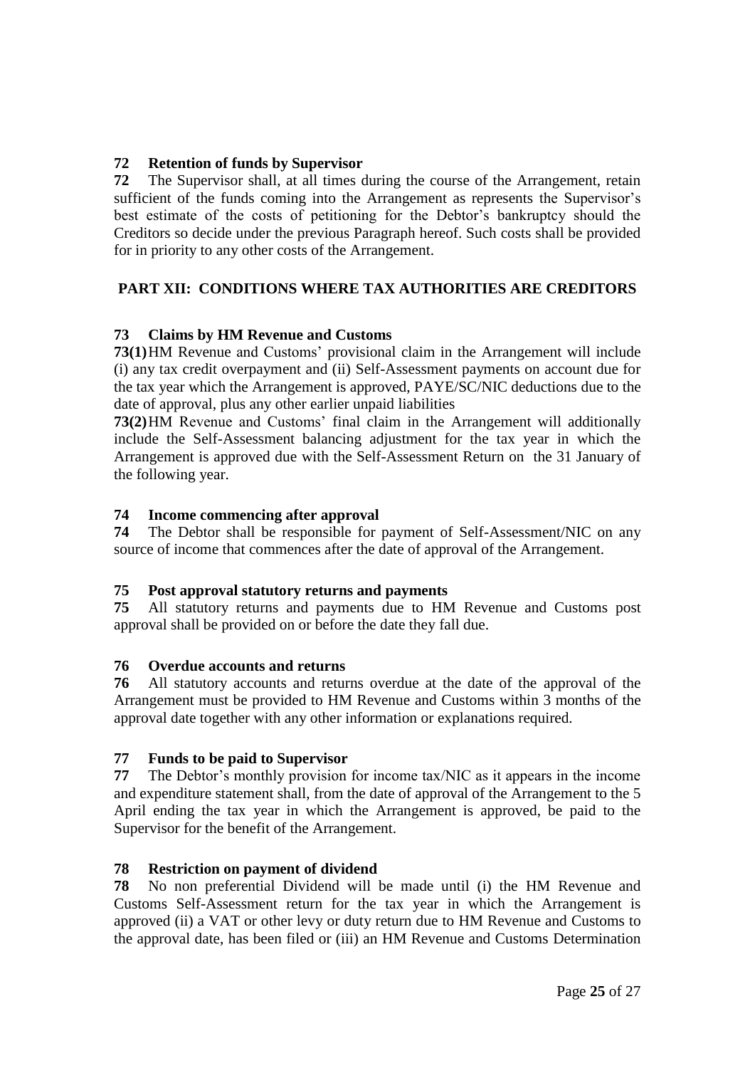### 72 Retention of funds by Supervisor

**72** The Supervisor shall, at all times during the course of the Arrangement, retain sufficient of the funds coming into the Arrangement as represents the Supervisor's best estimate of the costs of petitioning for the Debtor's bankruptcy should the Creditors so decide under the previous Paragraph hereof. Such costs shall be provided for in priority to any other costs of the Arrangement.

## PART XII: CONDITIONS WHERE TAX AUTHORITIES ARE CREDITORS

### 73 Claims by HM Revenue and Customs

**73(1)** HM Revenue and Customs' provisional claim in the Arrangement will include (i) any tax credit overpayment and (ii) Self-Assessment payments on account due for the tax year which the Arrangement is approved, PAYE/SC/NIC deductions due to the date of approval, plus any other earlier unpaid liabilities

**73(2)** HM Revenue and Customs' final claim in the Arrangement will additionally include the Self-Assessment balancing adjustment for the tax year in which the Arrangement is approved due with the Self-Assessment Return on the 31 January of the following year.

### 74 Income commencing after approval

**74** The Debtor shall be responsible for payment of Self-Assessment/NIC on any source of income that commences after the date of approval of the Arrangement.

### 75 Post approval statutory returns and payments

**75** All statutory returns and payments due to HM Revenue and Customs post approval shall be provided on or before the date they fall due.

### 76 Overdue accounts and returns

**76** All statutory accounts and returns overdue at the date of the approval of the Arrangement must be provided to HM Revenue and Customs within 3 months of the approval date together with any other information or explanations required.

### 77 Funds to be paid to Supervisor

**77** The Debtor's monthly provision for income tax/NIC as it appears in the income and expenditure statement shall, from the date of approval of the Arrangement to the 5 April ending the tax year in which the Arrangement is approved, be paid to the Supervisor for the benefit of the Arrangement.

### 78 Restriction on payment of dividend

**78** No non preferential Dividend will be made until (i) the HM Revenue and Customs Self-Assessment return for the tax year in which the Arrangement is approved (ii) a VAT or other levy or duty return due to HM Revenue and Customs to the approval date, has been filed or (iii) an HM Revenue and Customs Determination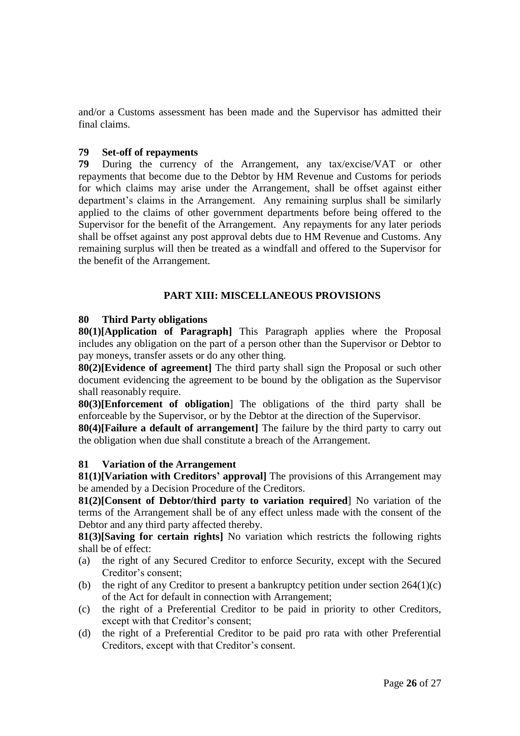and/or a Customs assessment has been made and the Supervisor has admitted their final claims.

### 79 Set-off of repayments

**79** During the currency of the Arrangement, any tax/excise/VAT or other repayments that become due to the Debtor by HM Revenue and Customs for periods for which claims may arise under the Arrangement, shall be offset against either department's claims in the Arrangement. Any remaining surplus shall be similarly applied to the claims of other government departments before being offered to the Supervisor for the benefit of the Arrangement. Any repayments for any later periods shall be offset against any post approval debts due to HM Revenue and Customs. Any remaining surplus will then be treated as a windfall and offered to the Supervisor for the benefit of the Arrangement.

## PART XIII: MISCELLANEOUS PROVISIONS

### 80 Third Party obligations

**80(1)[Application of Paragraph]** This Paragraph applies where the Proposal includes any obligation on the part of a person other than the Supervisor or Debtor to pay moneys, transfer assets or do any other thing.

**80(2)[Evidence of agreement]** The third party shall sign the Proposal or such other document evidencing the agreement to be bound by the obligation as the Supervisor shall reasonably require.

**80(3)[Enforcement of obligation**] The obligations of the third party shall be enforceable by the Supervisor, or by the Debtor at the direction of the Supervisor.

**80(4)[Failure a default of arrangement]** The failure by the third party to carry out the obligation when due shall constitute a breach of the Arrangement.

### 81 Variation of the Arrangement

**81(1)[Variation with Creditors' approval]** The provisions of this Arrangement may be amended by a Decision Procedure of the Creditors.

**81(2)[Consent of Debtor/third party to variation required**] No variation of the terms of the Arrangement shall be of any effect unless made with the consent of the Debtor and any third party affected thereby.

**81(3)[Saving for certain rights]** No variation which restricts the following rights shall be of effect:

(a) the right of any Secured Creditor to enforce Security, except with the Secured Creditor's consent;

(b) the right of any Creditor to present a bankruptcy petition under section 264(1)(c) of the Act for default in connection with Arrangement;

(c) the right of a Preferential Creditor to be paid in priority to other Creditors, except with that Creditor's consent;

(d) the right of a Preferential Creditor to be paid pro rata with other Preferential Creditors, except with that Creditor's consent.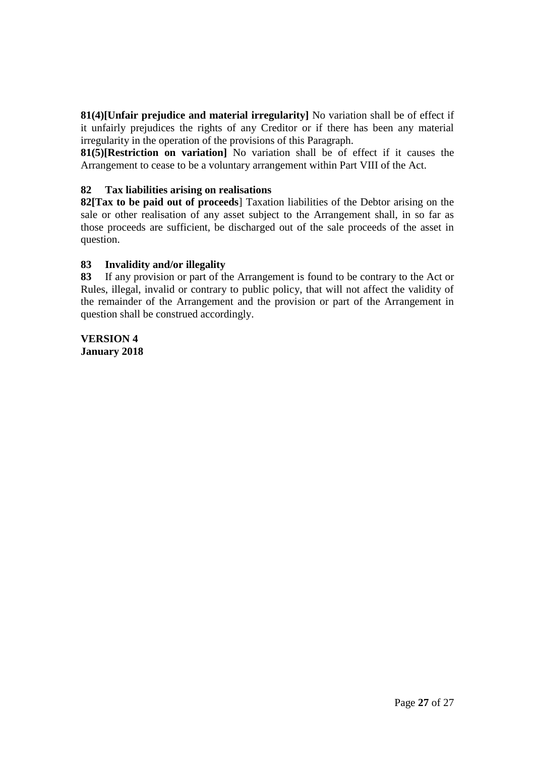**81(4)[Unfair prejudice and material irregularity]** No variation shall be of effect if it unfairly prejudices the rights of any Creditor or if there has been any material irregularity in the operation of the provisions of this Paragraph.

**81(5)[Restriction on variation]** No variation shall be of effect if it causes the Arrangement to cease to be a voluntary arrangement within Part VIII of the Act.

### 82 Tax liabilities arising on realisations

**82[Tax to be paid out of proceeds**] Taxation liabilities of the Debtor arising on the sale or other realisation of any asset subject to the Arrangement shall, in so far as those proceeds are sufficient, be discharged out of the sale proceeds of the asset in question.

### 83 Invalidity and/or illegality

**83** If any provision or part of the Arrangement is found to be contrary to the Act or Rules, illegal, invalid or contrary to public policy, that will not affect the validity of the remainder of the Arrangement and the provision or part of the Arrangement in question shall be construed accordingly.

**VERSION 4**
**January 2018**